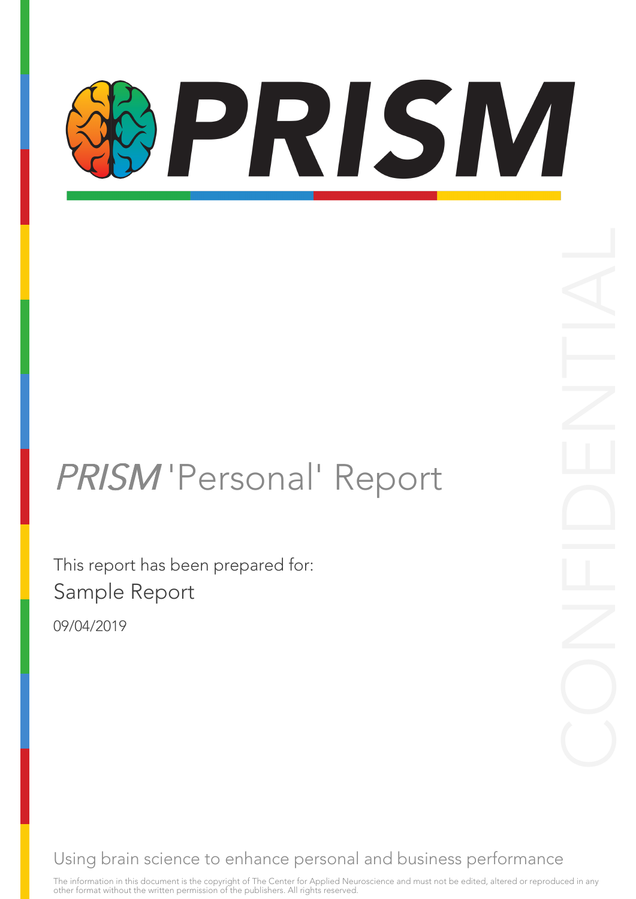# PRISM

*PRISM* 'Personal' Report

CONFIDENTIAL

This report has been prepared for:

Sample Report

09/04/2019

Using brain science to enhance personal and business performance

The information in this document is the copyright of The Center for Applied Neuroscience and must not be edited, altered or reproduced in any other format without the written permission of the publishers. All rights reserved.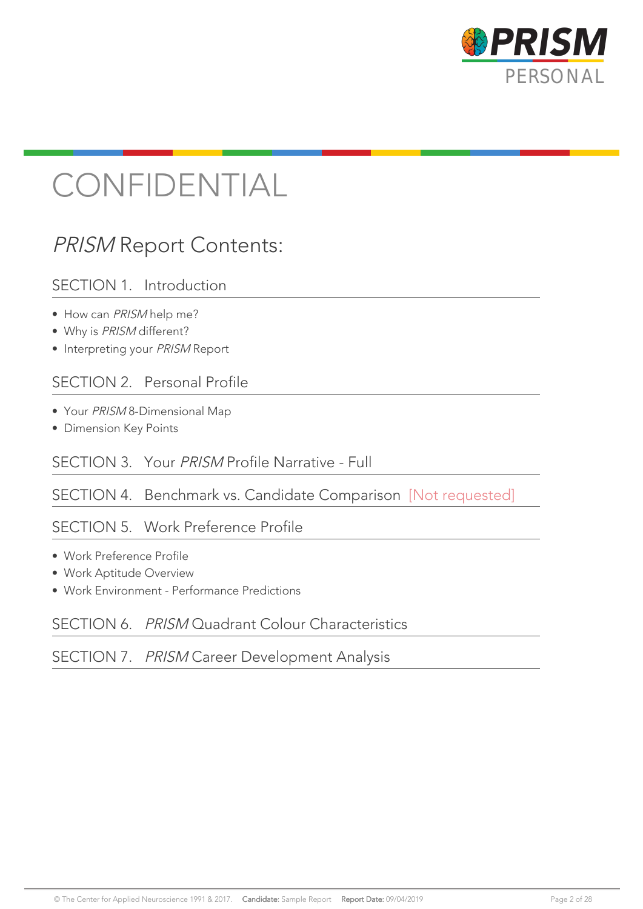# CONFIDENTIAL

## *PRISM* Report Contents:

### SECTION 1. Introduction

- How can *PRISM* help me?
- Why is *PRISM* different?
- Interpreting your *PRISM* Report

### SECTION 2. Personal Profile

- Your *PRISM* 8-Dimensional Map
- Dimension Key Points

### SECTION 3. Your *PRISM* Profile Narrative - Full

### SECTION 4. Benchmark vs. Candidate Comparison [Not requested]

### SECTION 5. Work Preference Profile

- Work Preference Profile
- Work Aptitude Overview
- Work Environment - Performance Predictions

### SECTION 6. *PRISM* Quadrant Colour Characteristics

### SECTION 7. *PRISM* Career Development Analysis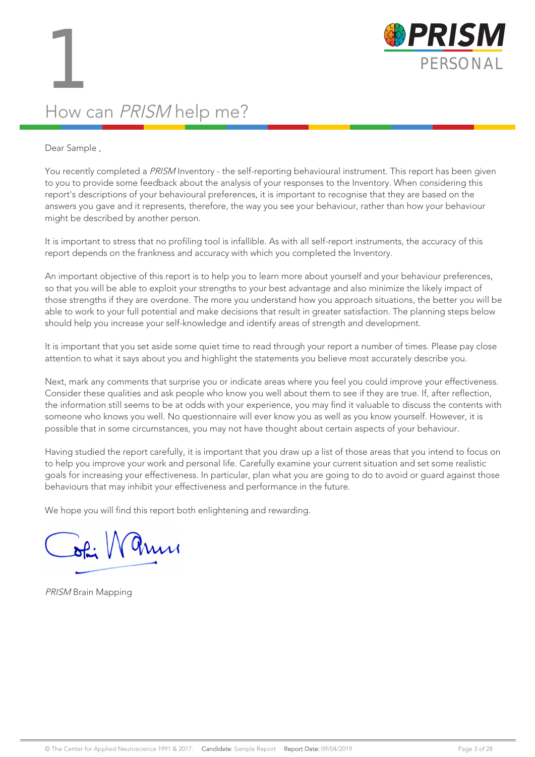# 1

## How can *PRISM* help me?

Dear Sample ,

You recently completed a *PRISM* Inventory - the self-reporting behavioural instrument. This report has been given to you to provide some feedback about the analysis of your responses to the Inventory. When considering this report's descriptions of your behavioural preferences, it is important to recognise that they are based on the answers you gave and it represents, therefore, the way you see your behaviour, rather than how your behaviour might be described by another person.

It is important to stress that no profiling tool is infallible. As with all self-report instruments, the accuracy of this report depends on the frankness and accuracy with which you completed the Inventory.

An important objective of this report is to help you to learn more about yourself and your behaviour preferences, so that you will be able to exploit your strengths to your best advantage and also minimize the likely impact of those strengths if they are overdone. The more you understand how you approach situations, the better you will be able to work to your full potential and make decisions that result in greater satisfaction. The planning steps below should help you increase your self-knowledge and identify areas of strength and development.

It is important that you set aside some quiet time to read through your report a number of times. Please pay close attention to what it says about you and highlight the statements you believe most accurately describe you.

Next, mark any comments that surprise you or indicate areas where you feel you could improve your effectiveness. Consider these qualities and ask people who know you well about them to see if they are true. If, after reflection, the information still seems to be at odds with your experience, you may find it valuable to discuss the contents with someone who knows you well. No questionnaire will ever know you as well as you know yourself. However, it is possible that in some circumstances, you may not have thought about certain aspects of your behaviour.

Having studied the report carefully, it is important that you draw up a list of those areas that you intend to focus on to help you improve your work and personal life. Carefully examine your current situation and set some realistic goals for increasing your effectiveness. In particular, plan what you are going to do to avoid or guard against those behaviours that may inhibit your effectiveness and performance in the future.

We hope you will find this report both enlightening and rewarding.

*PRISM* Brain Mapping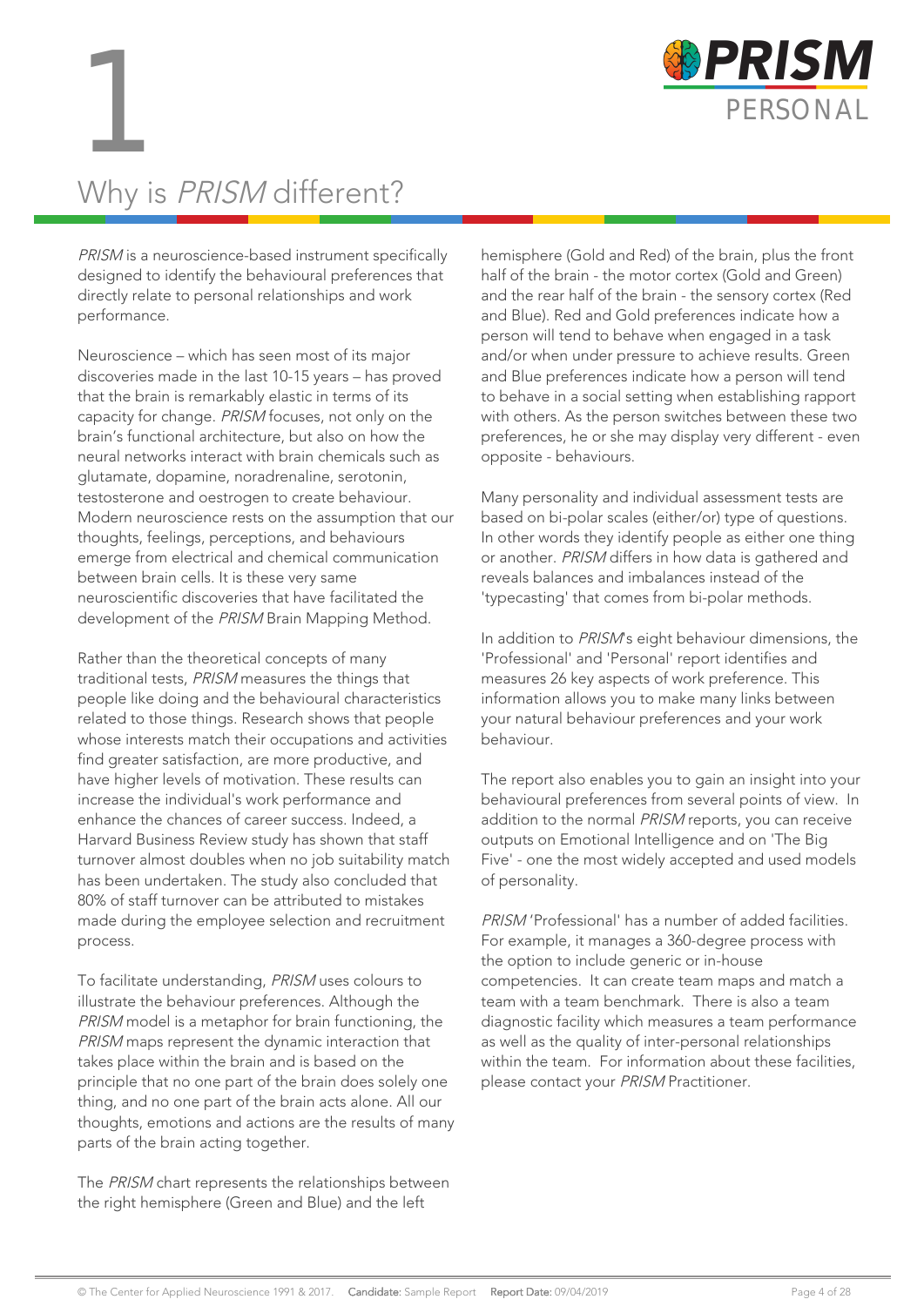# 1

## Why is *PRISM* different?

*PRISM* is a neuroscience-based instrument specifically designed to identify the behavioural preferences that directly relate to personal relationships and work performance.

Neuroscience – which has seen most of its major discoveries made in the last 10-15 years – has proved that the brain is remarkably elastic in terms of its capacity for change. *PRISM* focuses, not only on the brain's functional architecture, but also on how the neural networks interact with brain chemicals such as glutamate, dopamine, noradrenaline, serotonin, testosterone and oestrogen to create behaviour. Modern neuroscience rests on the assumption that our thoughts, feelings, perceptions, and behaviours emerge from electrical and chemical communication between brain cells. It is these very same neuroscientific discoveries that have facilitated the development of the *PRISM* Brain Mapping Method.

Rather than the theoretical concepts of many traditional tests, *PRISM* measures the things that people like doing and the behavioural characteristics related to those things. Research shows that people whose interests match their occupations and activities find greater satisfaction, are more productive, and have higher levels of motivation. These results can increase the individual's work performance and enhance the chances of career success. Indeed, a Harvard Business Review study has shown that staff turnover almost doubles when no job suitability match has been undertaken. The study also concluded that 80% of staff turnover can be attributed to mistakes made during the employee selection and recruitment process.

To facilitate understanding, *PRISM* uses colours to illustrate the behaviour preferences. Although the *PRISM* model is a metaphor for brain functioning, the *PRISM* maps represent the dynamic interaction that takes place within the brain and is based on the principle that no one part of the brain does solely one thing, and no one part of the brain acts alone. All our thoughts, emotions and actions are the results of many parts of the brain acting together.

The *PRISM* chart represents the relationships between the right hemisphere (Green and Blue) and the left hemisphere (Gold and Red) of the brain, plus the front half of the brain - the motor cortex (Gold and Green) and the rear half of the brain - the sensory cortex (Red and Blue). Red and Gold preferences indicate how a person will tend to behave when engaged in a task and/or when under pressure to achieve results. Green and Blue preferences indicate how a person will tend to behave in a social setting when establishing rapport with others. As the person switches between these two preferences, he or she may display very different - even opposite - behaviours.

Many personality and individual assessment tests are based on bi-polar scales (either/or) type of questions. In other words they identify people as either one thing or another. *PRISM* differs in how data is gathered and reveals balances and imbalances instead of the 'typecasting' that comes from bi-polar methods.

In addition to *PRISM*'s eight behaviour dimensions, the 'Professional' and 'Personal' report identifies and measures 26 key aspects of work preference. This information allows you to make many links between your natural behaviour preferences and your work behaviour.

The report also enables you to gain an insight into your behavioural preferences from several points of view. In addition to the normal *PRISM* reports, you can receive outputs on Emotional Intelligence and on 'The Big Five' - one the most widely accepted and used models of personality.

*PRISM* 'Professional' has a number of added facilities. For example, it manages a 360-degree process with the option to include generic or in-house competencies. It can create team maps and match a team with a team benchmark. There is also a team diagnostic facility which measures a team performance as well as the quality of inter-personal relationships within the team. For information about these facilities, please contact your *PRISM* Practitioner.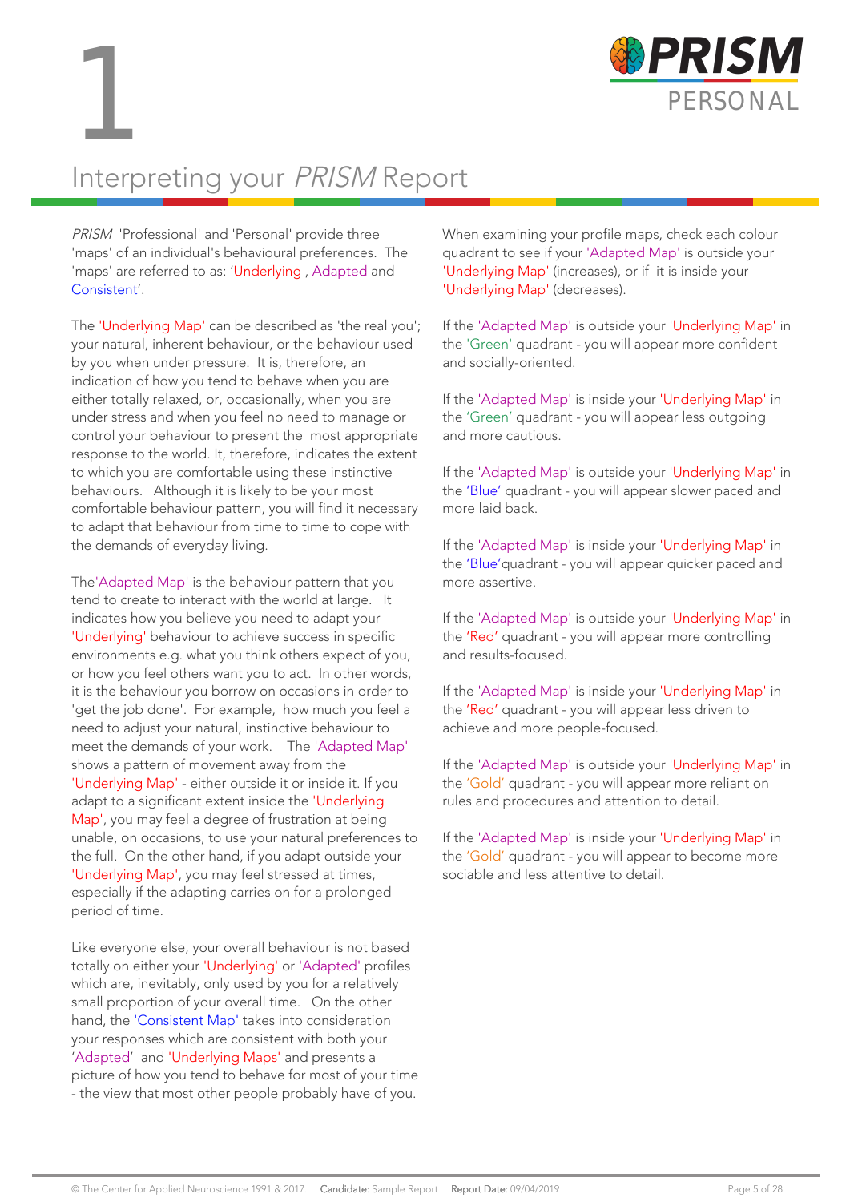# 1

# Interpreting your *PRISM* Report

*PRISM* 'Professional' and 'Personal' provide three 'maps' of an individual's behavioural preferences. The 'maps' are referred to as: 'Underlying , Adapted and Consistent'.

The 'Underlying Map' can be described as 'the real you'; your natural, inherent behaviour, or the behaviour used by you when under pressure. It is, therefore, an indication of how you tend to behave when you are either totally relaxed, or, occasionally, when you are under stress and when you feel no need to manage or control your behaviour to present the most appropriate response to the world. It, therefore, indicates the extent to which you are comfortable using these instinctive behaviours. Although it is likely to be your most comfortable behaviour pattern, you will find it necessary to adapt that behaviour from time to time to cope with the demands of everyday living.

The'Adapted Map' is the behaviour pattern that you tend to create to interact with the world at large. It indicates how you believe you need to adapt your 'Underlying' behaviour to achieve success in specific environments e.g. what you think others expect of you, or how you feel others want you to act. In other words, it is the behaviour you borrow on occasions in order to 'get the job done'. For example, how much you feel a need to adjust your natural, instinctive behaviour to meet the demands of your work. The 'Adapted Map' shows a pattern of movement away from the 'Underlying Map' - either outside it or inside it. If you adapt to a significant extent inside the 'Underlying Map', you may feel a degree of frustration at being unable, on occasions, to use your natural preferences to the full. On the other hand, if you adapt outside your 'Underlying Map', you may feel stressed at times, especially if the adapting carries on for a prolonged period of time.

Like everyone else, your overall behaviour is not based totally on either your 'Underlying' or 'Adapted' profiles which are, inevitably, only used by you for a relatively small proportion of your overall time. On the other hand, the 'Consistent Map' takes into consideration your responses which are consistent with both your 'Adapted' and 'Underlying Maps' and presents a picture of how you tend to behave for most of your time - the view that most other people probably have of you.

When examining your profile maps, check each colour quadrant to see if your 'Adapted Map' is outside your 'Underlying Map' (increases), or if it is inside your 'Underlying Map' (decreases).

If the 'Adapted Map' is outside your 'Underlying Map' in the 'Green' quadrant - you will appear more confident and socially-oriented.

If the 'Adapted Map' is inside your 'Underlying Map' in the 'Green' quadrant - you will appear less outgoing and more cautious.

If the 'Adapted Map' is outside your 'Underlying Map' in the 'Blue' quadrant - you will appear slower paced and more laid back.

If the 'Adapted Map' is inside your 'Underlying Map' in the 'Blue'quadrant - you will appear quicker paced and more assertive.

If the 'Adapted Map' is outside your 'Underlying Map' in the 'Red' quadrant - you will appear more controlling and results-focused.

If the 'Adapted Map' is inside your 'Underlying Map' in the 'Red' quadrant - you will appear less driven to achieve and more people-focused.

If the 'Adapted Map' is outside your 'Underlying Map' in the 'Gold' quadrant - you will appear more reliant on rules and procedures and attention to detail.

If the 'Adapted Map' is inside your 'Underlying Map' in the 'Gold' quadrant - you will appear to become more sociable and less attentive to detail.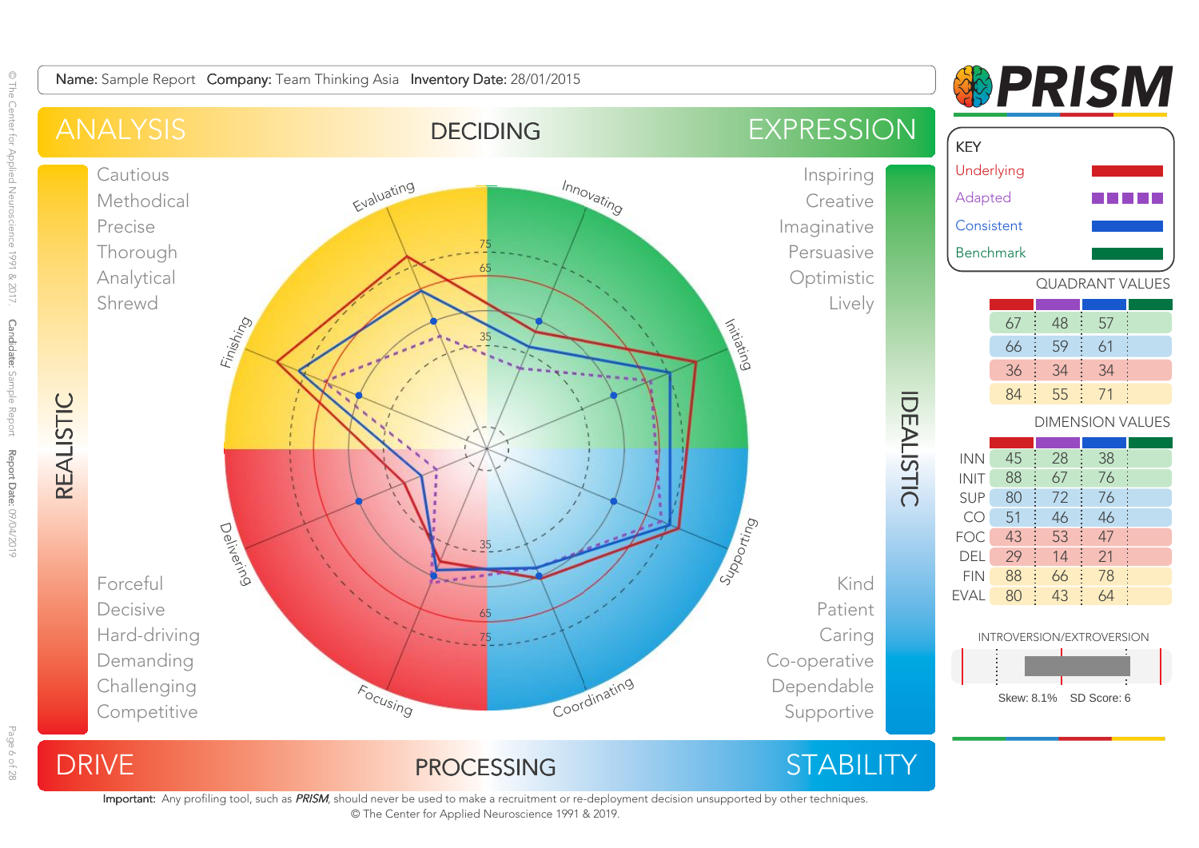**Name:** Sample Report **Company:** Team Thinking Asia **Inventory Date:** 28/01/2015

# PRISM

| KEY | |
|---|---|
| Underlying | (solid red line) |
| Adapted | (dotted purple line) |
| Consistent | (solid blue line) |
| Benchmark | (solid green line) |

ANALYSIS — DECIDING — EXPRESSION

REALISTIC

IDEALISTIC

DRIVE — PROCESSING — STABILITY

Cautious
Methodical
Precise
Thorough
Analytical
Shrewd

Inspiring
Creative
Imaginative
Persuasive
Optimistic
Lively

Forceful
Decisive
Hard-driving
Demanding
Challenging
Competitive

Kind
Patient
Caring
Co-operative
Dependable
Supportive

Evaluating, Innovating, Initiating, Supporting, Coordinating, Focusing, Delivering, Finishing

35, 65, 75

### QUADRANT VALUES

| Underlying | Adapted | Consistent | Benchmark |
|---|---|---|---|
| 67 | 48 | 57 | |
| 66 | 59 | 61 | |
| 36 | 34 | 34 | |
| 84 | 55 | 71 | |

### DIMENSION VALUES

| | Underlying | Adapted | Consistent | Benchmark |
|---|---|---|---|---|
| INN | 45 | 28 | 38 | |
| INIT | 88 | 67 | 76 | |
| SUP | 80 | 72 | 76 | |
| CO | 51 | 46 | 46 | |
| FOC | 43 | 53 | 47 | |
| DEL | 29 | 14 | 21 | |
| FIN | 88 | 66 | 78 | |
| EVAL | 80 | 43 | 64 | |

INTROVERSION/EXTROVERSION

Skew: 8.1% SD Score: 6

**Important:** Any profiling tool, such as *PRISM*, should never be used to make a recruitment or re-deployment decision unsupported by other techniques.
© The Center for Applied Neuroscience 1991 & 2019.

© The Center for Applied Neuroscience 1991 & 2017. **Candidate:** Sample Report **Report Date:** 09/04/2019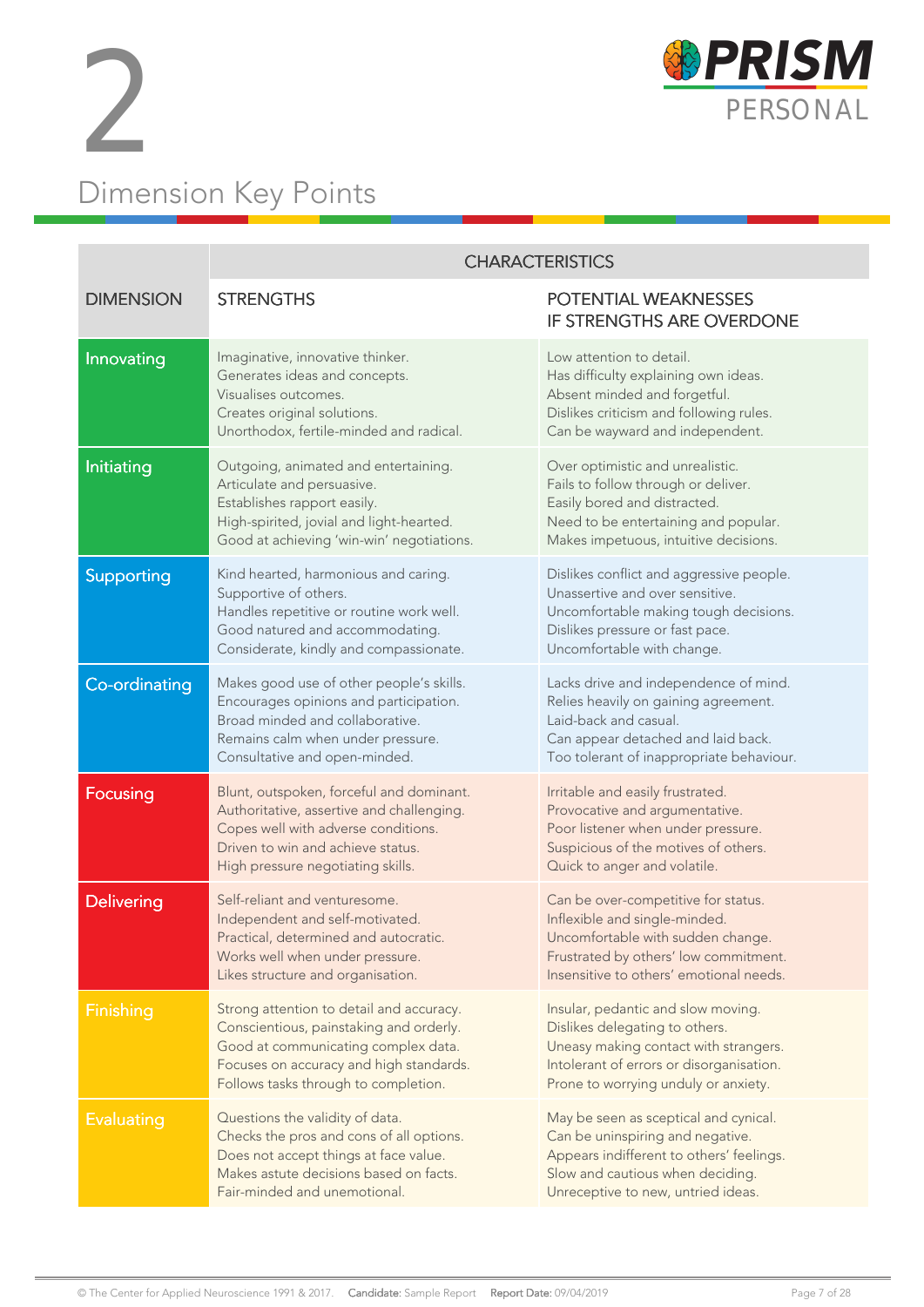# 2

## Dimension Key Points

| DIMENSION | CHARACTERISTICS | |
|---|---|---|
| | STRENGTHS | POTENTIAL WEAKNESSES IF STRENGTHS ARE OVERDONE |
| Innovating | Imaginative, innovative thinker.<br>Generates ideas and concepts.<br>Visualises outcomes.<br>Creates original solutions.<br>Unorthodox, fertile-minded and radical. | Low attention to detail.<br>Has difficulty explaining own ideas.<br>Absent minded and forgetful.<br>Dislikes criticism and following rules.<br>Can be wayward and independent. |
| Initiating | Outgoing, animated and entertaining.<br>Articulate and persuasive.<br>Establishes rapport easily.<br>High-spirited, jovial and light-hearted.<br>Good at achieving 'win-win' negotiations. | Over optimistic and unrealistic.<br>Fails to follow through or deliver.<br>Easily bored and distracted.<br>Need to be entertaining and popular.<br>Makes impetuous, intuitive decisions. |
| Supporting | Kind hearted, harmonious and caring.<br>Supportive of others.<br>Handles repetitive or routine work well.<br>Good natured and accommodating.<br>Considerate, kindly and compassionate. | Dislikes conflict and aggressive people.<br>Unassertive and over sensitive.<br>Uncomfortable making tough decisions.<br>Dislikes pressure or fast pace.<br>Uncomfortable with change. |
| Co-ordinating | Makes good use of other people's skills.<br>Encourages opinions and participation.<br>Broad minded and collaborative.<br>Remains calm when under pressure.<br>Consultative and open-minded. | Lacks drive and independence of mind.<br>Relies heavily on gaining agreement.<br>Laid-back and casual.<br>Can appear detached and laid back.<br>Too tolerant of inappropriate behaviour. |
| Focusing | Blunt, outspoken, forceful and dominant.<br>Authoritative, assertive and challenging.<br>Copes well with adverse conditions.<br>Driven to win and achieve status.<br>High pressure negotiating skills. | Irritable and easily frustrated.<br>Provocative and argumentative.<br>Poor listener when under pressure.<br>Suspicious of the motives of others.<br>Quick to anger and volatile. |
| Delivering | Self-reliant and venturesome.<br>Independent and self-motivated.<br>Practical, determined and autocratic.<br>Works well when under pressure.<br>Likes structure and organisation. | Can be over-competitive for status.<br>Inflexible and single-minded.<br>Uncomfortable with sudden change.<br>Frustrated by others' low commitment.<br>Insensitive to others' emotional needs. |
| Finishing | Strong attention to detail and accuracy.<br>Conscientious, painstaking and orderly.<br>Good at communicating complex data.<br>Focuses on accuracy and high standards.<br>Follows tasks through to completion. | Insular, pedantic and slow moving.<br>Dislikes delegating to others.<br>Uneasy making contact with strangers.<br>Intolerant of errors or disorganisation.<br>Prone to worrying unduly or anxiety. |
| Evaluating | Questions the validity of data.<br>Checks the pros and cons of all options.<br>Does not accept things at face value.<br>Makes astute decisions based on facts.<br>Fair-minded and unemotional. | May be seen as sceptical and cynical.<br>Can be uninspiring and negative.<br>Appears indifferent to others' feelings.<br>Slow and cautious when deciding.<br>Unreceptive to new, untried ideas. |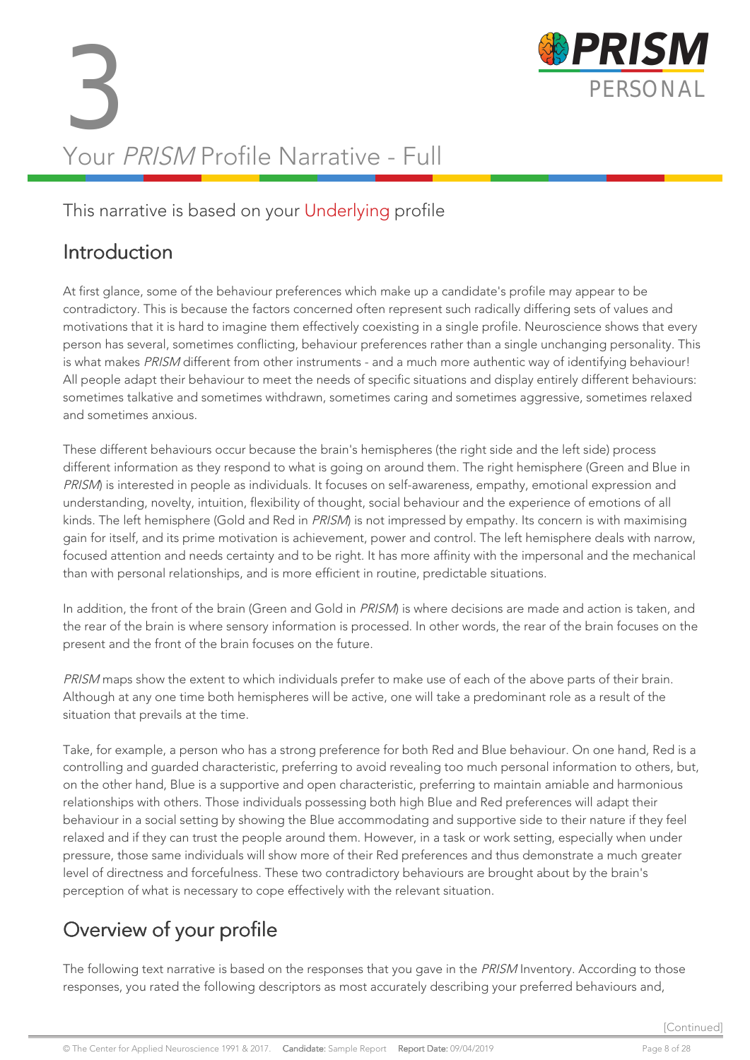# 3

# Your *PRISM* Profile Narrative - Full

This narrative is based on your Underlying profile

## Introduction

At first glance, some of the behaviour preferences which make up a candidate's profile may appear to be contradictory. This is because the factors concerned often represent such radically differing sets of values and motivations that it is hard to imagine them effectively coexisting in a single profile. Neuroscience shows that every person has several, sometimes conflicting, behaviour preferences rather than a single unchanging personality. This is what makes *PRISM* different from other instruments - and a much more authentic way of identifying behaviour! All people adapt their behaviour to meet the needs of specific situations and display entirely different behaviours: sometimes talkative and sometimes withdrawn, sometimes caring and sometimes aggressive, sometimes relaxed and sometimes anxious.

These different behaviours occur because the brain's hemispheres (the right side and the left side) process different information as they respond to what is going on around them. The right hemisphere (Green and Blue in *PRISM*) is interested in people as individuals. It focuses on self-awareness, empathy, emotional expression and understanding, novelty, intuition, flexibility of thought, social behaviour and the experience of emotions of all kinds. The left hemisphere (Gold and Red in *PRISM*) is not impressed by empathy. Its concern is with maximising gain for itself, and its prime motivation is achievement, power and control. The left hemisphere deals with narrow, focused attention and needs certainty and to be right. It has more affinity with the impersonal and the mechanical than with personal relationships, and is more efficient in routine, predictable situations.

In addition, the front of the brain (Green and Gold in *PRISM*) is where decisions are made and action is taken, and the rear of the brain is where sensory information is processed. In other words, the rear of the brain focuses on the present and the front of the brain focuses on the future.

*PRISM* maps show the extent to which individuals prefer to make use of each of the above parts of their brain. Although at any one time both hemispheres will be active, one will take a predominant role as a result of the situation that prevails at the time.

Take, for example, a person who has a strong preference for both Red and Blue behaviour. On one hand, Red is a controlling and guarded characteristic, preferring to avoid revealing too much personal information to others, but, on the other hand, Blue is a supportive and open characteristic, preferring to maintain amiable and harmonious relationships with others. Those individuals possessing both high Blue and Red preferences will adapt their behaviour in a social setting by showing the Blue accommodating and supportive side to their nature if they feel relaxed and if they can trust the people around them. However, in a task or work setting, especially when under pressure, those same individuals will show more of their Red preferences and thus demonstrate a much greater level of directness and forcefulness. These two contradictory behaviours are brought about by the brain's perception of what is necessary to cope effectively with the relevant situation.

## Overview of your profile

The following text narrative is based on the responses that you gave in the *PRISM* Inventory. According to those responses, you rated the following descriptors as most accurately describing your preferred behaviours and,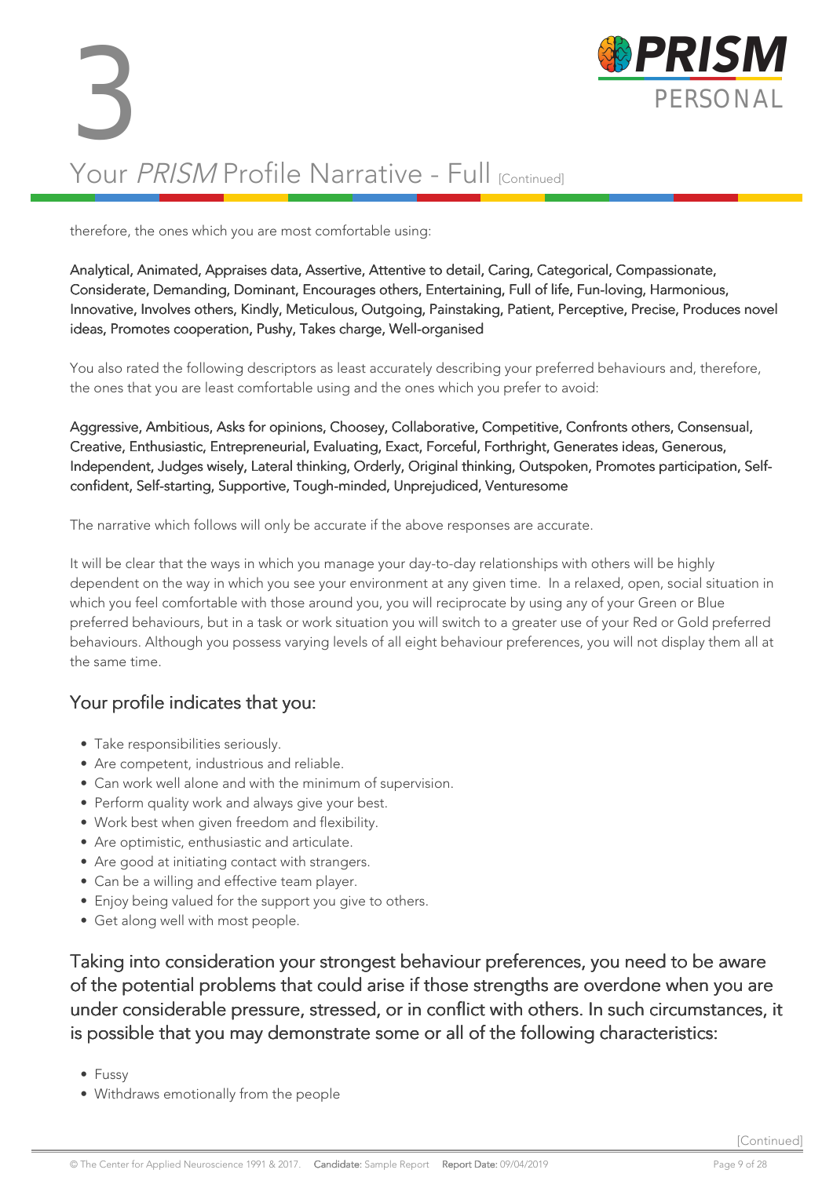# 3

## Your *PRISM* Profile Narrative - Full [Continued]

therefore, the ones which you are most comfortable using:

Analytical, Animated, Appraises data, Assertive, Attentive to detail, Caring, Categorical, Compassionate, Considerate, Demanding, Dominant, Encourages others, Entertaining, Full of life, Fun-loving, Harmonious, Innovative, Involves others, Kindly, Meticulous, Outgoing, Painstaking, Patient, Perceptive, Precise, Produces novel ideas, Promotes cooperation, Pushy, Takes charge, Well-organised

You also rated the following descriptors as least accurately describing your preferred behaviours and, therefore, the ones that you are least comfortable using and the ones which you prefer to avoid:

Aggressive, Ambitious, Asks for opinions, Choosey, Collaborative, Competitive, Confronts others, Consensual, Creative, Enthusiastic, Entrepreneurial, Evaluating, Exact, Forceful, Forthright, Generates ideas, Generous, Independent, Judges wisely, Lateral thinking, Orderly, Original thinking, Outspoken, Promotes participation, Self-confident, Self-starting, Supportive, Tough-minded, Unprejudiced, Venturesome

The narrative which follows will only be accurate if the above responses are accurate.

It will be clear that the ways in which you manage your day-to-day relationships with others will be highly dependent on the way in which you see your environment at any given time. In a relaxed, open, social situation in which you feel comfortable with those around you, you will reciprocate by using any of your Green or Blue preferred behaviours, but in a task or work situation you will switch to a greater use of your Red or Gold preferred behaviours. Although you possess varying levels of all eight behaviour preferences, you will not display them all at the same time.

### Your profile indicates that you:

- Take responsibilities seriously.
- Are competent, industrious and reliable.
- Can work well alone and with the minimum of supervision.
- Perform quality work and always give your best.
- Work best when given freedom and flexibility.
- Are optimistic, enthusiastic and articulate.
- Are good at initiating contact with strangers.
- Can be a willing and effective team player.
- Enjoy being valued for the support you give to others.
- Get along well with most people.

### Taking into consideration your strongest behaviour preferences, you need to be aware of the potential problems that could arise if those strengths are overdone when you are under considerable pressure, stressed, or in conflict with others. In such circumstances, it is possible that you may demonstrate some or all of the following characteristics:

- Fussy
- Withdraws emotionally from the people

[Continued]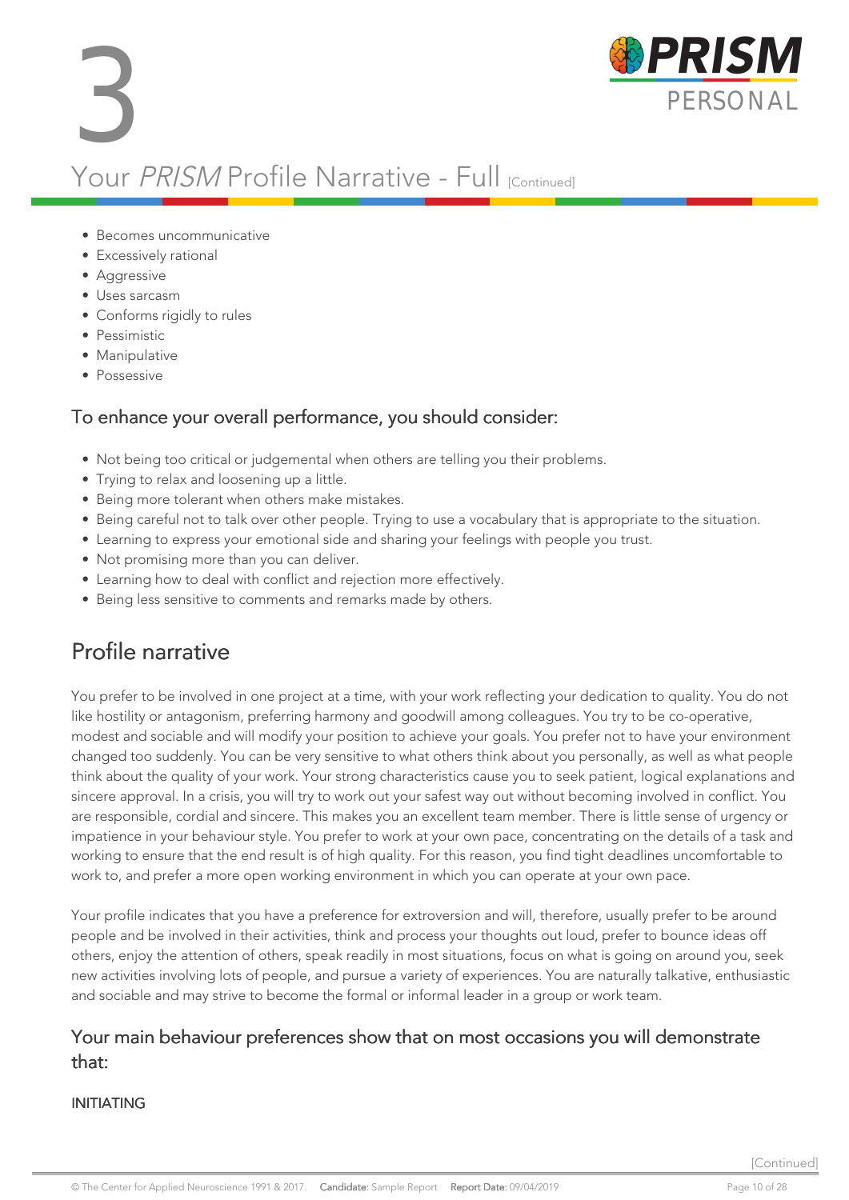- Becomes uncommunicative
- Excessively rational
- Aggressive
- Uses sarcasm
- Conforms rigidly to rules
- Pessimistic
- Manipulative
- Possessive

### To enhance your overall performance, you should consider:

- Not being too critical or judgemental when others are telling you their problems.
- Trying to relax and loosening up a little.
- Being more tolerant when others make mistakes.
- Being careful not to talk over other people. Trying to use a vocabulary that is appropriate to the situation.
- Learning to express your emotional side and sharing your feelings with people you trust.
- Not promising more than you can deliver.
- Learning how to deal with conflict and rejection more effectively.
- Being less sensitive to comments and remarks made by others.

## Profile narrative

You prefer to be involved in one project at a time, with your work reflecting your dedication to quality. You do not like hostility or antagonism, preferring harmony and goodwill among colleagues. You try to be co-operative, modest and sociable and will modify your position to achieve your goals. You prefer not to have your environment changed too suddenly. You can be very sensitive to what others think about you personally, as well as what people think about the quality of your work. Your strong characteristics cause you to seek patient, logical explanations and sincere approval. In a crisis, you will try to work out your safest way out without becoming involved in conflict. You are responsible, cordial and sincere. This makes you an excellent team member. There is little sense of urgency or impatience in your behaviour style. You prefer to work at your own pace, concentrating on the details of a task and working to ensure that the end result is of high quality. For this reason, you find tight deadlines uncomfortable to work to, and prefer a more open working environment in which you can operate at your own pace.

Your profile indicates that you have a preference for extroversion and will, therefore, usually prefer to be around people and be involved in their activities, think and process your thoughts out loud, prefer to bounce ideas off others, enjoy the attention of others, speak readily in most situations, focus on what is going on around you, seek new activities involving lots of people, and pursue a variety of experiences. You are naturally talkative, enthusiastic and sociable and may strive to become the formal or informal leader in a group or work team.

### Your main behaviour preferences show that on most occasions you will demonstrate that:

INITIATING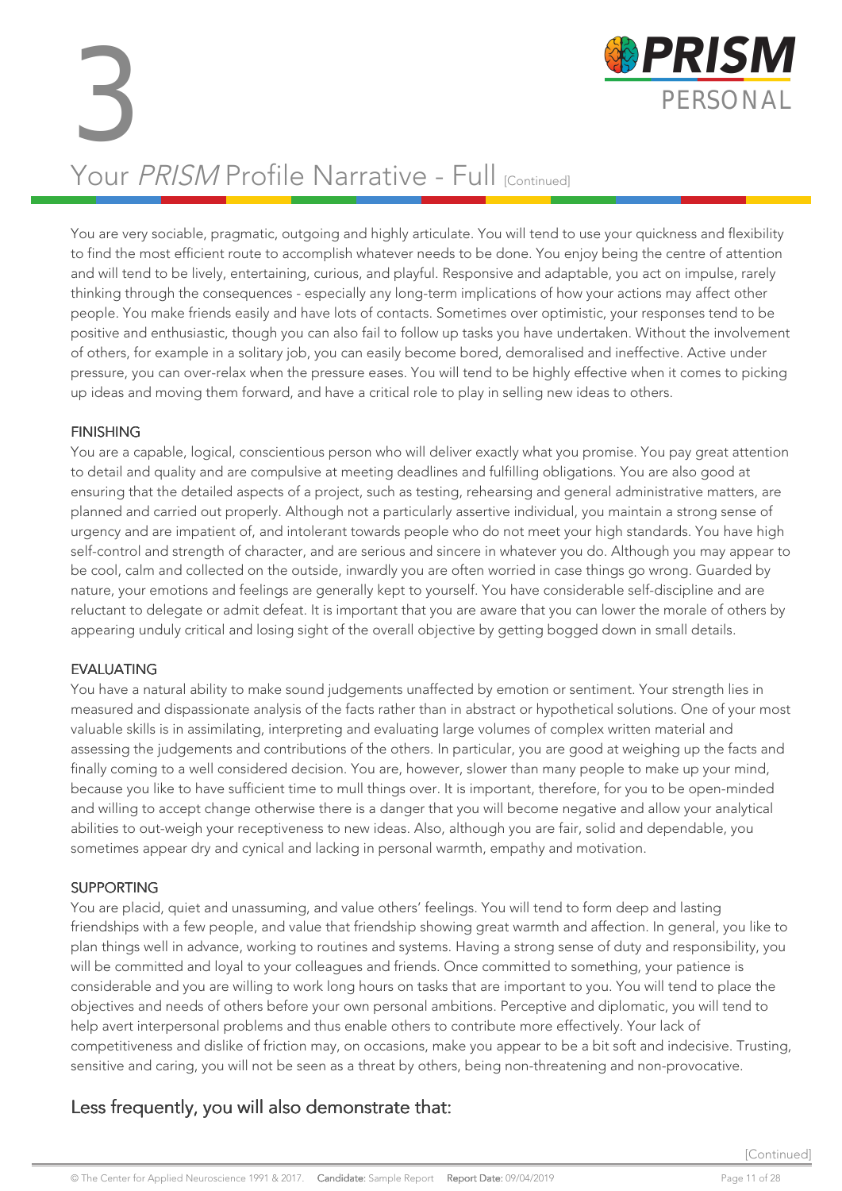# 3

## Your *PRISM* Profile Narrative - Full [Continued]

You are very sociable, pragmatic, outgoing and highly articulate. You will tend to use your quickness and flexibility to find the most efficient route to accomplish whatever needs to be done. You enjoy being the centre of attention and will tend to be lively, entertaining, curious, and playful. Responsive and adaptable, you act on impulse, rarely thinking through the consequences - especially any long-term implications of how your actions may affect other people. You make friends easily and have lots of contacts. Sometimes over optimistic, your responses tend to be positive and enthusiastic, though you can also fail to follow up tasks you have undertaken. Without the involvement of others, for example in a solitary job, you can easily become bored, demoralised and ineffective. Active under pressure, you can over-relax when the pressure eases. You will tend to be highly effective when it comes to picking up ideas and moving them forward, and have a critical role to play in selling new ideas to others.

### FINISHING

You are a capable, logical, conscientious person who will deliver exactly what you promise. You pay great attention to detail and quality and are compulsive at meeting deadlines and fulfilling obligations. You are also good at ensuring that the detailed aspects of a project, such as testing, rehearsing and general administrative matters, are planned and carried out properly. Although not a particularly assertive individual, you maintain a strong sense of urgency and are impatient of, and intolerant towards people who do not meet your high standards. You have high self-control and strength of character, and are serious and sincere in whatever you do. Although you may appear to be cool, calm and collected on the outside, inwardly you are often worried in case things go wrong. Guarded by nature, your emotions and feelings are generally kept to yourself. You have considerable self-discipline and are reluctant to delegate or admit defeat. It is important that you are aware that you can lower the morale of others by appearing unduly critical and losing sight of the overall objective by getting bogged down in small details.

### EVALUATING

You have a natural ability to make sound judgements unaffected by emotion or sentiment. Your strength lies in measured and dispassionate analysis of the facts rather than in abstract or hypothetical solutions. One of your most valuable skills is in assimilating, interpreting and evaluating large volumes of complex written material and assessing the judgements and contributions of the others. In particular, you are good at weighing up the facts and finally coming to a well considered decision. You are, however, slower than many people to make up your mind, because you like to have sufficient time to mull things over. It is important, therefore, for you to be open-minded and willing to accept change otherwise there is a danger that you will become negative and allow your analytical abilities to out-weigh your receptiveness to new ideas. Also, although you are fair, solid and dependable, you sometimes appear dry and cynical and lacking in personal warmth, empathy and motivation.

### SUPPORTING

You are placid, quiet and unassuming, and value others' feelings. You will tend to form deep and lasting friendships with a few people, and value that friendship showing great warmth and affection. In general, you like to plan things well in advance, working to routines and systems. Having a strong sense of duty and responsibility, you will be committed and loyal to your colleagues and friends. Once committed to something, your patience is considerable and you are willing to work long hours on tasks that are important to you. You will tend to place the objectives and needs of others before your own personal ambitions. Perceptive and diplomatic, you will tend to help avert interpersonal problems and thus enable others to contribute more effectively. Your lack of competitiveness and dislike of friction may, on occasions, make you appear to be a bit soft and indecisive. Trusting, sensitive and caring, you will not be seen as a threat by others, being non-threatening and non-provocative.

## Less frequently, you will also demonstrate that:

[Continued]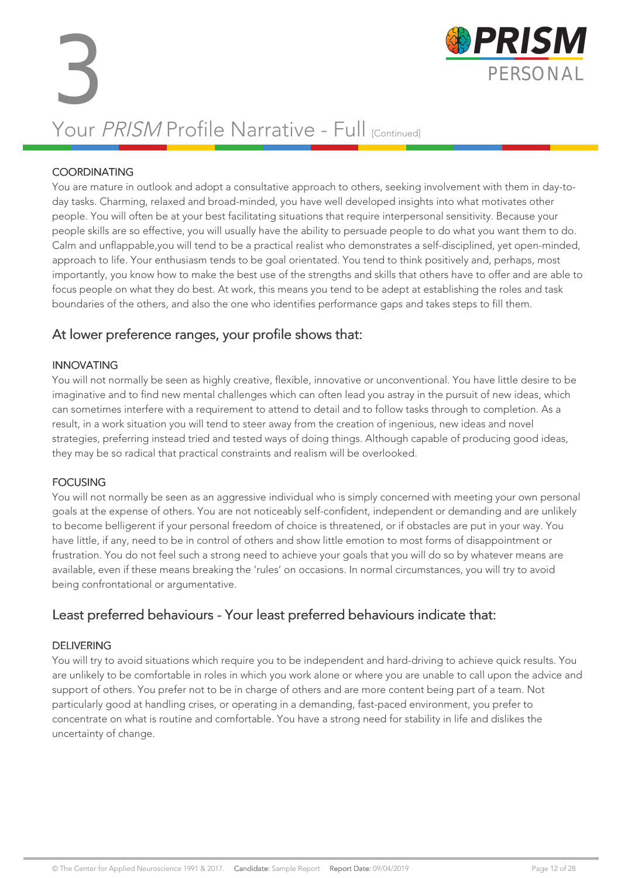# 3 Your *PRISM* Profile Narrative - Full [Continued]

### COORDINATING

You are mature in outlook and adopt a consultative approach to others, seeking involvement with them in day-to-day tasks. Charming, relaxed and broad-minded, you have well developed insights into what motivates other people. You will often be at your best facilitating situations that require interpersonal sensitivity. Because your people skills are so effective, you will usually have the ability to persuade people to do what you want them to do. Calm and unflappable,you will tend to be a practical realist who demonstrates a self-disciplined, yet open-minded, approach to life. Your enthusiasm tends to be goal orientated. You tend to think positively and, perhaps, most importantly, you know how to make the best use of the strengths and skills that others have to offer and are able to focus people on what they do best. At work, this means you tend to be adept at establishing the roles and task boundaries of the others, and also the one who identifies performance gaps and takes steps to fill them.

## At lower preference ranges, your profile shows that:

### INNOVATING

You will not normally be seen as highly creative, flexible, innovative or unconventional. You have little desire to be imaginative and to find new mental challenges which can often lead you astray in the pursuit of new ideas, which can sometimes interfere with a requirement to attend to detail and to follow tasks through to completion. As a result, in a work situation you will tend to steer away from the creation of ingenious, new ideas and novel strategies, preferring instead tried and tested ways of doing things. Although capable of producing good ideas, they may be so radical that practical constraints and realism will be overlooked.

### FOCUSING

You will not normally be seen as an aggressive individual who is simply concerned with meeting your own personal goals at the expense of others. You are not noticeably self-confident, independent or demanding and are unlikely to become belligerent if your personal freedom of choice is threatened, or if obstacles are put in your way. You have little, if any, need to be in control of others and show little emotion to most forms of disappointment or frustration. You do not feel such a strong need to achieve your goals that you will do so by whatever means are available, even if these means breaking the 'rules' on occasions. In normal circumstances, you will try to avoid being confrontational or argumentative.

## Least preferred behaviours - Your least preferred behaviours indicate that:

### DELIVERING

You will try to avoid situations which require you to be independent and hard-driving to achieve quick results. You are unlikely to be comfortable in roles in which you work alone or where you are unable to call upon the advice and support of others. You prefer not to be in charge of others and are more content being part of a team. Not particularly good at handling crises, or operating in a demanding, fast-paced environment, you prefer to concentrate on what is routine and comfortable. You have a strong need for stability in life and dislikes the uncertainty of change.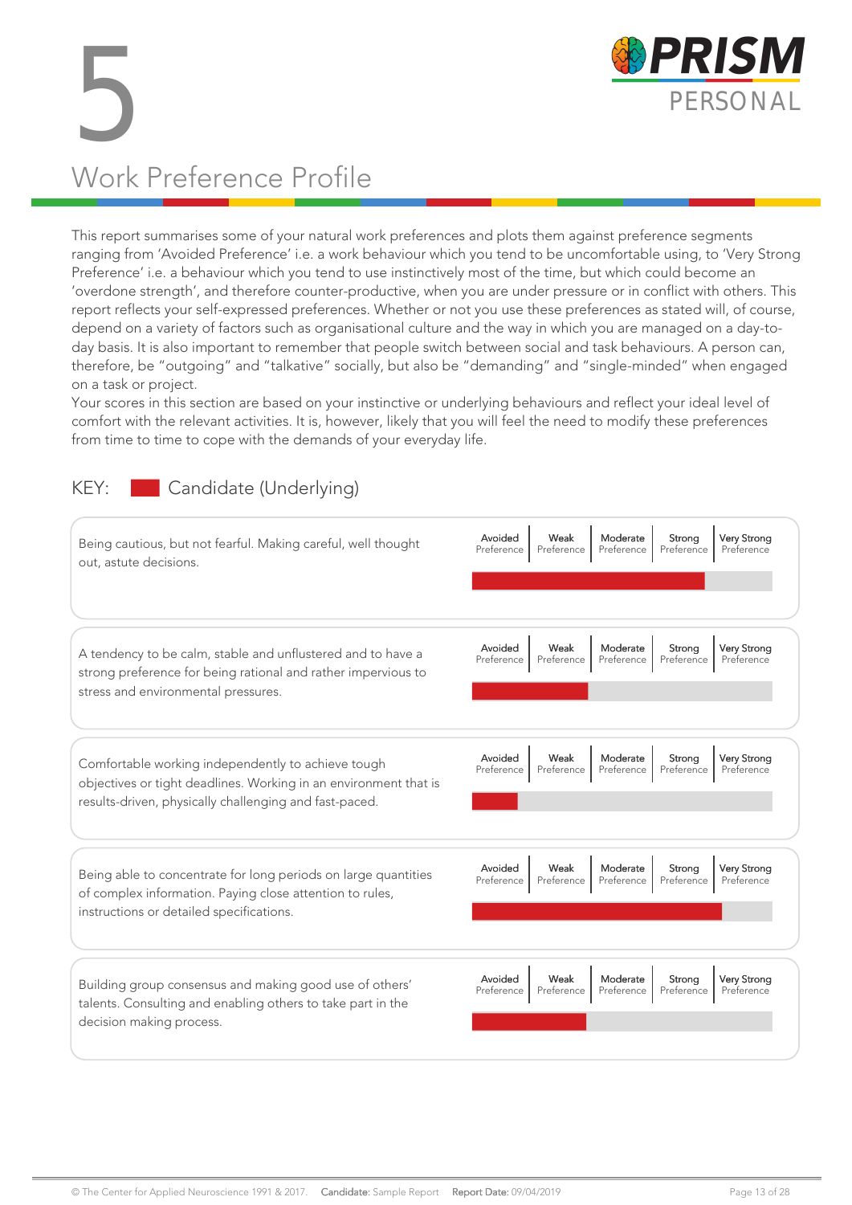# 5

## Work Preference Profile

This report summarises some of your natural work preferences and plots them against preference segments ranging from 'Avoided Preference' i.e. a work behaviour which you tend to be uncomfortable using, to 'Very Strong Preference' i.e. a behaviour which you tend to use instinctively most of the time, but which could become an 'overdone strength', and therefore counter-productive, when you are under pressure or in conflict with others. This report reflects your self-expressed preferences. Whether or not you use these preferences as stated will, of course, depend on a variety of factors such as organisational culture and the way in which you are managed on a day-to-day basis. It is also important to remember that people switch between social and task behaviours. A person can, therefore, be "outgoing" and "talkative" socially, but also be "demanding" and "single-minded" when engaged on a task or project.

Your scores in this section are based on your instinctive or underlying behaviours and reflect your ideal level of comfort with the relevant activities. It is, however, likely that you will feel the need to modify these preferences from time to time to cope with the demands of your everyday life.

KEY: Candidate (Underlying)

| Work Preference | Avoided Preference | Weak Preference | Moderate Preference | Strong Preference | Very Strong Preference |
|---|---|---|---|---|---|
| Being cautious, but not fearful. Making careful, well thought out, astute decisions. | | | | ■ | |
| A tendency to be calm, stable and unflustered and to have a strong preference for being rational and rather impervious to stress and environmental pressures. | | ■ | | | |
| Comfortable working independently to achieve tough objectives or tight deadlines. Working in an environment that is results-driven, physically challenging and fast-paced. | ■ | | | | |
| Being able to concentrate for long periods on large quantities of complex information. Paying close attention to rules, instructions or detailed specifications. | | | | | ■ |
| Building group consensus and making good use of others' talents. Consulting and enabling others to take part in the decision making process. | | ■ | | | |

© The Center for Applied Neuroscience 1991 & 2017. **Candidate:** Sample Report **Report Date:** 09/04/2019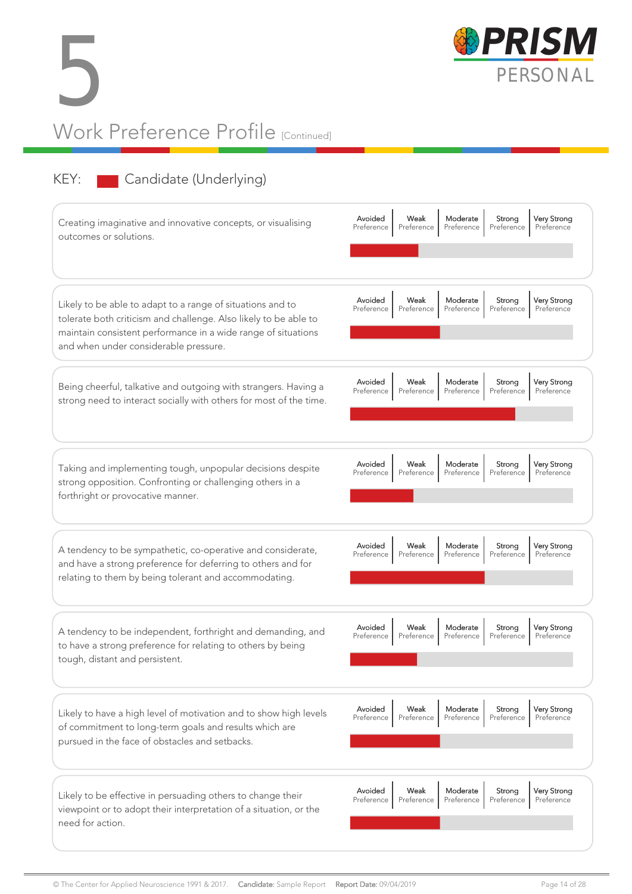# 5

## Work Preference Profile [Continued]

KEY: Candidate (Underlying)

| Statement | Avoided Preference | Weak Preference | Moderate Preference | Strong Preference | Very Strong Preference |
|---|---|---|---|---|---|
| Creating imaginative and innovative concepts, or visualising outcomes or solutions. | | | | | |
| Likely to be able to adapt to a range of situations and to tolerate both criticism and challenge. Also likely to be able to maintain consistent performance in a wide range of situations and when under considerable pressure. | | | | | |
| Being cheerful, talkative and outgoing with strangers. Having a strong need to interact socially with others for most of the time. | | | | | |
| Taking and implementing tough, unpopular decisions despite strong opposition. Confronting or challenging others in a forthright or provocative manner. | | | | | |
| A tendency to be sympathetic, co-operative and considerate, and have a strong preference for deferring to others and for relating to them by being tolerant and accommodating. | | | | | |
| A tendency to be independent, forthright and demanding, and to have a strong preference for relating to others by being tough, distant and persistent. | | | | | |
| Likely to have a high level of motivation and to show high levels of commitment to long-term goals and results which are pursued in the face of obstacles and setbacks. | | | | | |
| Likely to be effective in persuading others to change their viewpoint or to adopt their interpretation of a situation, or the need for action. | | | | | |

© The Center for Applied Neuroscience 1991 & 2017. Candidate: Sample Report Report Date: 09/04/2019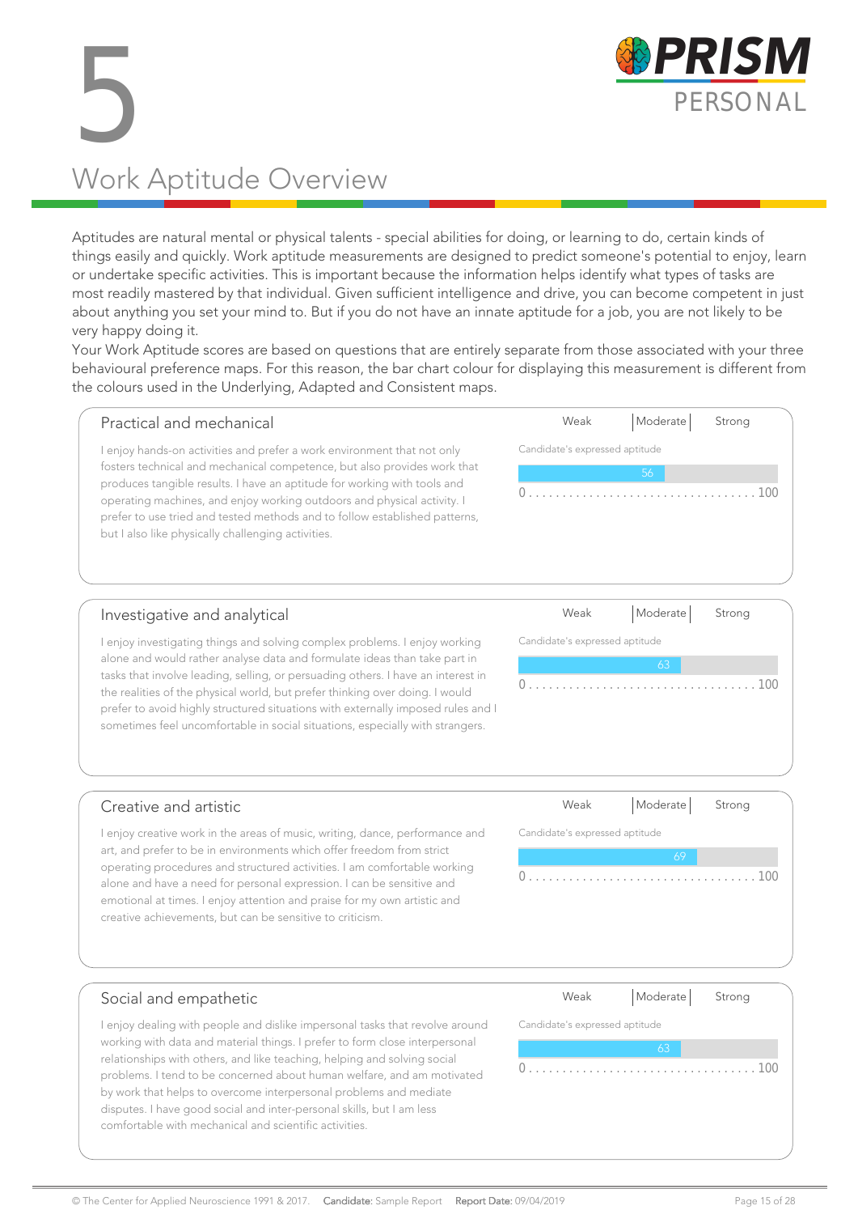# 5

# Work Aptitude Overview

Aptitudes are natural mental or physical talents - special abilities for doing, or learning to do, certain kinds of things easily and quickly. Work aptitude measurements are designed to predict someone's potential to enjoy, learn or undertake specific activities. This is important because the information helps identify what types of tasks are most readily mastered by that individual. Given sufficient intelligence and drive, you can become competent in just about anything you set your mind to. But if you do not have an innate aptitude for a job, you are not likely to be very happy doing it.

Your Work Aptitude scores are based on questions that are entirely separate from those associated with your three behavioural preference maps. For this reason, the bar chart colour for displaying this measurement is different from the colours used in the Underlying, Adapted and Consistent maps.

## Practical and mechanical

I enjoy hands-on activities and prefer a work environment that not only fosters technical and mechanical competence, but also provides work that produces tangible results. I have an aptitude for working with tools and operating machines, and enjoy working outdoors and physical activity. I prefer to use tried and tested methods and to follow established patterns, but I also like physically challenging activities.

Weak | Moderate | Strong

Candidate's expressed aptitude: 56 (0 ... 100)

## Investigative and analytical

I enjoy investigating things and solving complex problems. I enjoy working alone and would rather analyse data and formulate ideas than take part in tasks that involve leading, selling, or persuading others. I have an interest in the realities of the physical world, but prefer thinking over doing. I would prefer to avoid highly structured situations with externally imposed rules and I sometimes feel uncomfortable in social situations, especially with strangers.

Weak | Moderate | Strong

Candidate's expressed aptitude: 63 (0 ... 100)

## Creative and artistic

I enjoy creative work in the areas of music, writing, dance, performance and art, and prefer to be in environments which offer freedom from strict operating procedures and structured activities. I am comfortable working alone and have a need for personal expression. I can be sensitive and emotional at times. I enjoy attention and praise for my own artistic and creative achievements, but can be sensitive to criticism.

Weak | Moderate | Strong

Candidate's expressed aptitude: 69 (0 ... 100)

## Social and empathetic

I enjoy dealing with people and dislike impersonal tasks that revolve around working with data and material things. I prefer to form close interpersonal relationships with others, and like teaching, helping and solving social problems. I tend to be concerned about human welfare, and am motivated by work that helps to overcome interpersonal problems and mediate disputes. I have good social and inter-personal skills, but I am less comfortable with mechanical and scientific activities.

Weak | Moderate | Strong

Candidate's expressed aptitude: 63 (0 ... 100)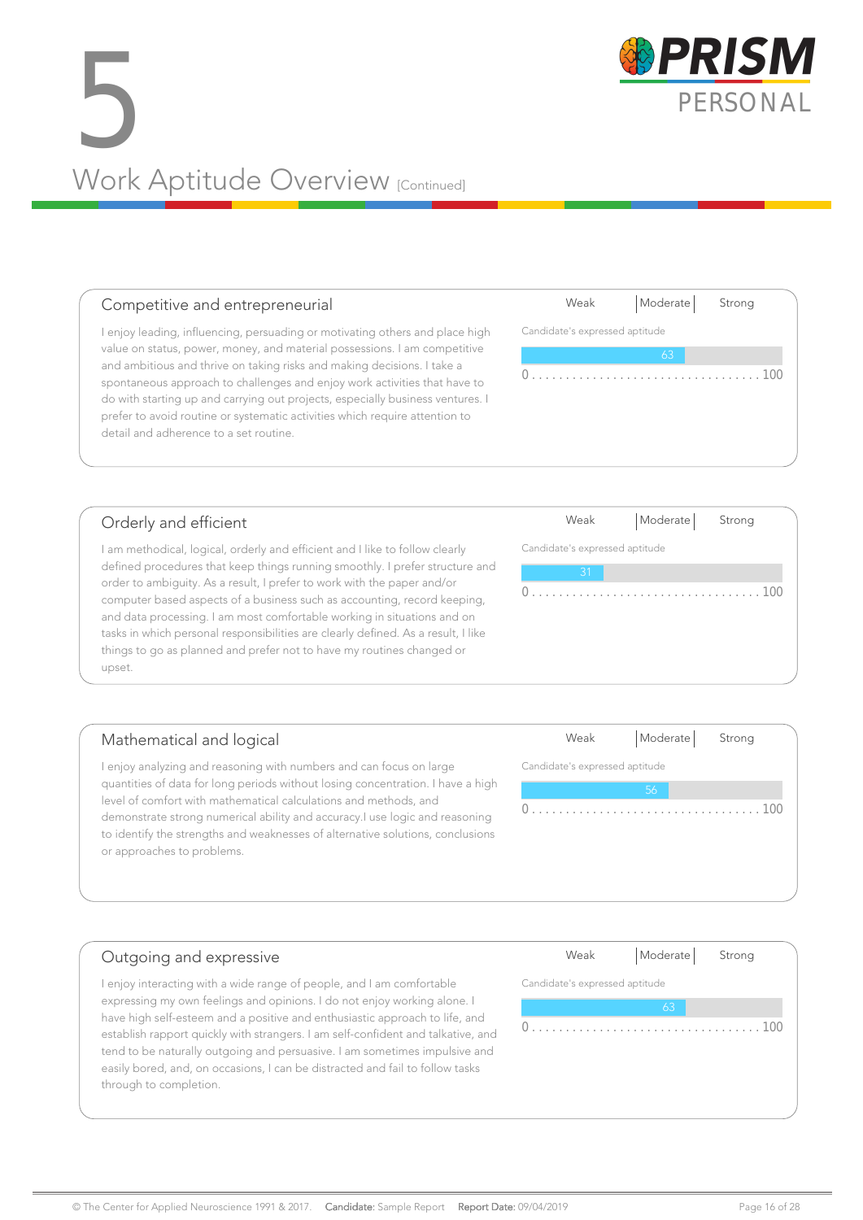# 5

# Work Aptitude Overview [Continued]

## Competitive and entrepreneurial

I enjoy leading, influencing, persuading or motivating others and place high value on status, power, money, and material possessions. I am competitive and ambitious and thrive on taking risks and making decisions. I take a spontaneous approach to challenges and enjoy work activities that have to do with starting up and carrying out projects, especially business ventures. I prefer to avoid routine or systematic activities which require attention to detail and adherence to a set routine.

Weak | Moderate | Strong

Candidate's expressed aptitude: 63

0 . . . . . . . . . . . . . . . . . . . . . . . . . . . . . . . . . . 100

## Orderly and efficient

I am methodical, logical, orderly and efficient and I like to follow clearly defined procedures that keep things running smoothly. I prefer structure and order to ambiguity. As a result, I prefer to work with the paper and/or computer based aspects of a business such as accounting, record keeping, and data processing. I am most comfortable working in situations and on tasks in which personal responsibilities are clearly defined. As a result, I like things to go as planned and prefer not to have my routines changed or upset.

Weak | Moderate | Strong

Candidate's expressed aptitude: 31

0 . . . . . . . . . . . . . . . . . . . . . . . . . . . . . . . . . . 100

## Mathematical and logical

I enjoy analyzing and reasoning with numbers and can focus on large quantities of data for long periods without losing concentration. I have a high level of comfort with mathematical calculations and methods, and demonstrate strong numerical ability and accuracy.I use logic and reasoning to identify the strengths and weaknesses of alternative solutions, conclusions or approaches to problems.

Weak | Moderate | Strong

Candidate's expressed aptitude: 56

0 . . . . . . . . . . . . . . . . . . . . . . . . . . . . . . . . . . 100

## Outgoing and expressive

I enjoy interacting with a wide range of people, and I am comfortable expressing my own feelings and opinions. I do not enjoy working alone. I have high self-esteem and a positive and enthusiastic approach to life, and establish rapport quickly with strangers. I am self-confident and talkative, and tend to be naturally outgoing and persuasive. I am sometimes impulsive and easily bored, and, on occasions, I can be distracted and fail to follow tasks through to completion.

Weak | Moderate | Strong

Candidate's expressed aptitude: 63

0 . . . . . . . . . . . . . . . . . . . . . . . . . . . . . . . . . . 100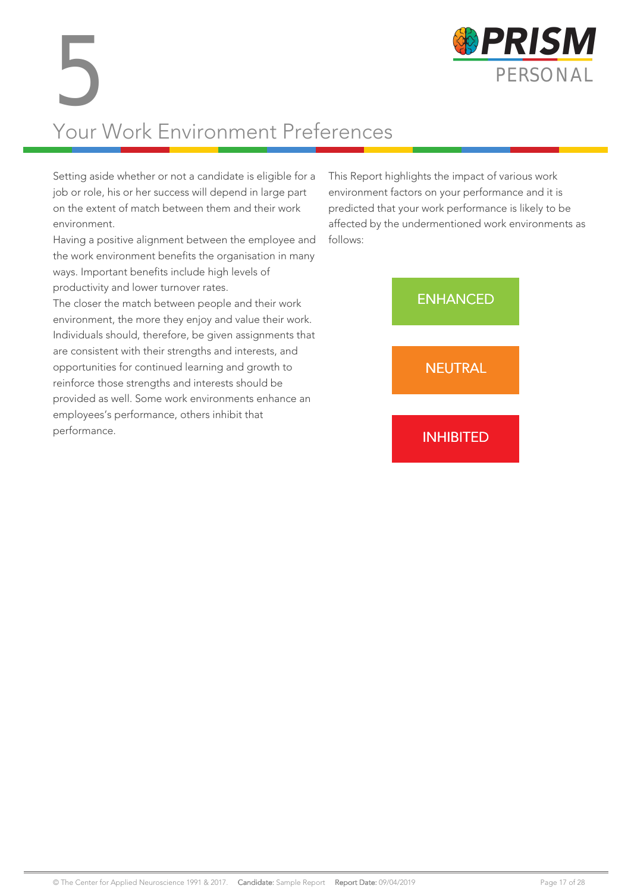# 5 Your Work Environment Preferences

Setting aside whether or not a candidate is eligible for a job or role, his or her success will depend in large part on the extent of match between them and their work environment.

Having a positive alignment between the employee and the work environment benefits the organisation in many ways. Important benefits include high levels of productivity and lower turnover rates.

The closer the match between people and their work environment, the more they enjoy and value their work. Individuals should, therefore, be given assignments that are consistent with their strengths and interests, and opportunities for continued learning and growth to reinforce those strengths and interests should be provided as well. Some work environments enhance an employees's performance, others inhibit that performance.

This Report highlights the impact of various work environment factors on your performance and it is predicted that your work performance is likely to be affected by the undermentioned work environments as follows:

ENHANCED

NEUTRAL

INHIBITED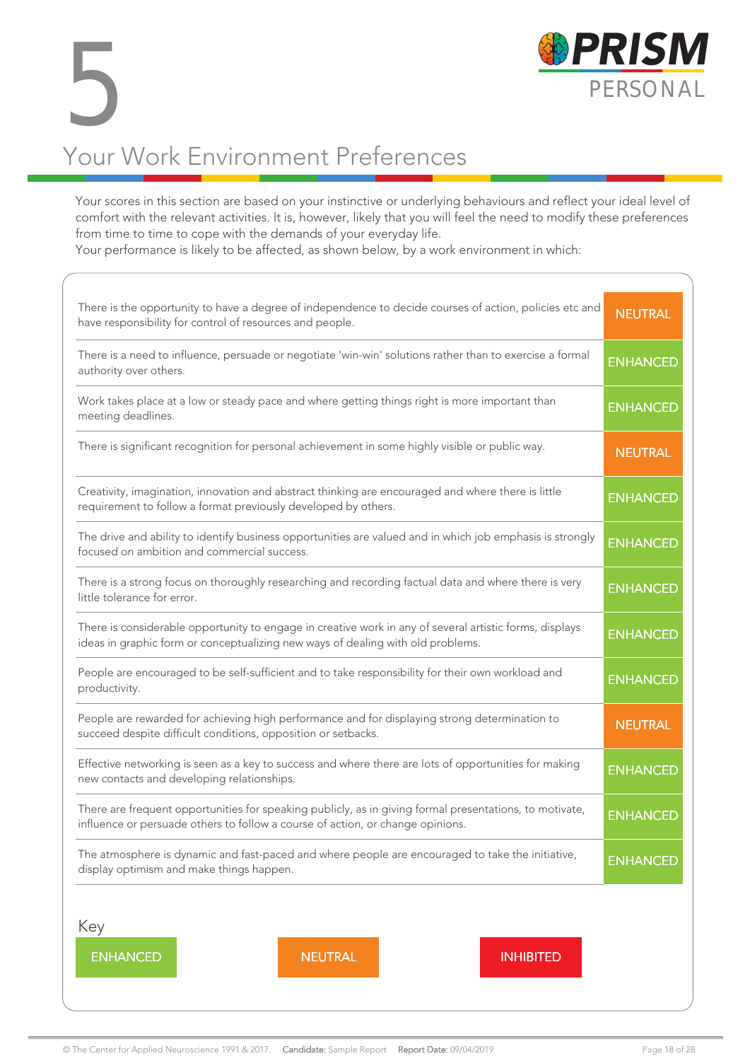# 5

PRISM PERSONAL

## Your Work Environment Preferences

Your scores in this section are based on your instinctive or underlying behaviours and reflect your ideal level of comfort with the relevant activities. It is, however, likely that you will feel the need to modify these preferences from time to time to cope with the demands of your everyday life.
Your performance is likely to be affected, as shown below, by a work environment in which:

| | |
|---|---|
| There is the opportunity to have a degree of independence to decide courses of action, policies etc and have responsibility for control of resources and people. | NEUTRAL |
| There is a need to influence, persuade or negotiate 'win-win' solutions rather than to exercise a formal authority over others. | ENHANCED |
| Work takes place at a low or steady pace and where getting things right is more important than meeting deadlines. | ENHANCED |
| There is significant recognition for personal achievement in some highly visible or public way. | NEUTRAL |
| Creativity, imagination, innovation and abstract thinking are encouraged and where there is little requirement to follow a format previously developed by others. | ENHANCED |
| The drive and ability to identify business opportunities are valued and in which job emphasis is strongly focused on ambition and commercial success. | ENHANCED |
| There is a strong focus on thoroughly researching and recording factual data and where there is very little tolerance for error. | ENHANCED |
| There is considerable opportunity to engage in creative work in any of several artistic forms, displays ideas in graphic form or conceptualizing new ways of dealing with old problems. | ENHANCED |
| People are encouraged to be self-sufficient and to take responsibility for their own workload and productivity. | ENHANCED |
| People are rewarded for achieving high performance and for displaying strong determination to succeed despite difficult conditions, opposition or setbacks. | NEUTRAL |
| Effective networking is seen as a key to success and where there are lots of opportunities for making new contacts and developing relationships. | ENHANCED |
| There are frequent opportunities for speaking publicly, as in giving formal presentations, to motivate, influence or persuade others to follow a course of action, or change opinions. | ENHANCED |
| The atmosphere is dynamic and fast-paced and where people are encouraged to take the initiative, display optimism and make things happen. | ENHANCED |

Key

ENHANCED NEUTRAL INHIBITED

© The Center for Applied Neuroscience 1991 & 2017. **Candidate:** Sample Report **Report Date:** 09/04/2019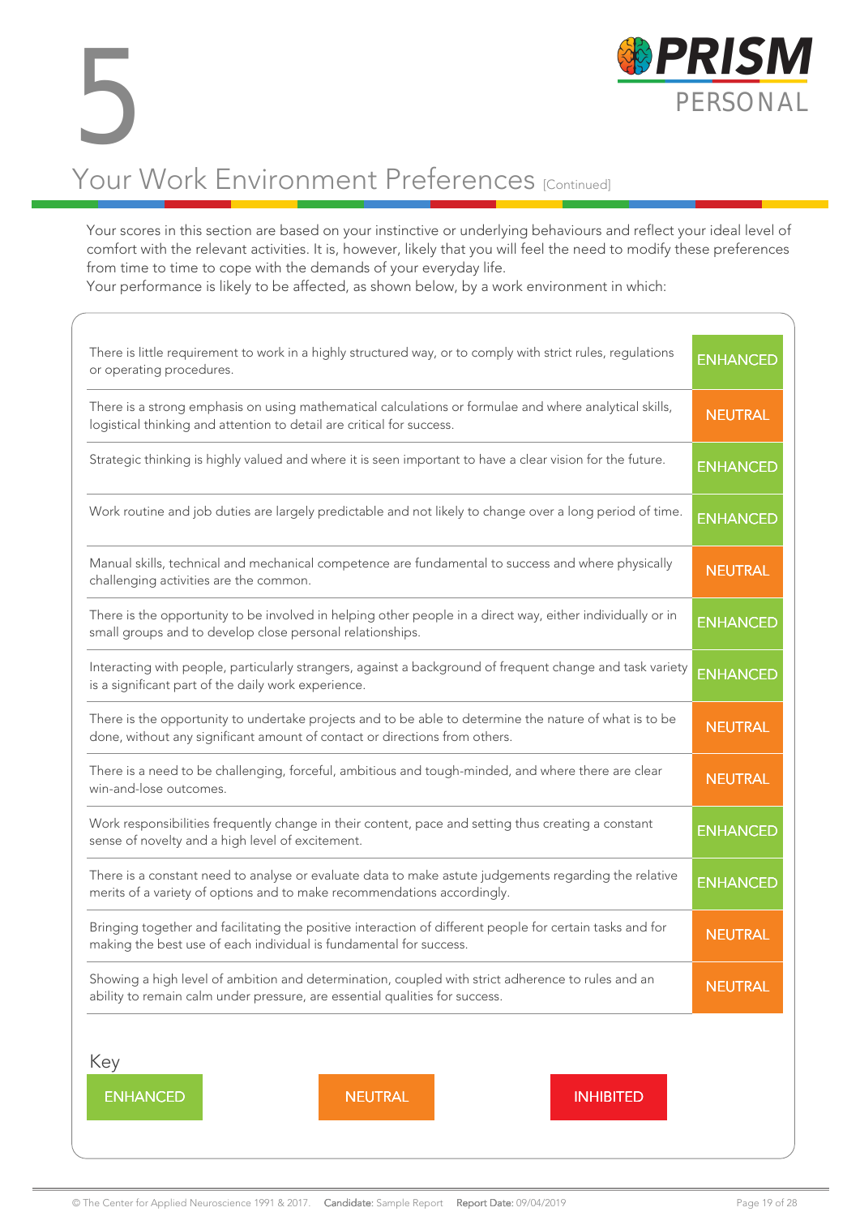# 5 Your Work Environment Preferences [Continued]

Your scores in this section are based on your instinctive or underlying behaviours and reflect your ideal level of comfort with the relevant activities. It is, however, likely that you will feel the need to modify these preferences from time to time to cope with the demands of your everyday life.
Your performance is likely to be affected, as shown below, by a work environment in which:

| Work environment | Effect |
|---|---|
| There is little requirement to work in a highly structured way, or to comply with strict rules, regulations or operating procedures. | ENHANCED |
| There is a strong emphasis on using mathematical calculations or formulae and where analytical skills, logistical thinking and attention to detail are critical for success. | NEUTRAL |
| Strategic thinking is highly valued and where it is seen important to have a clear vision for the future. | ENHANCED |
| Work routine and job duties are largely predictable and not likely to change over a long period of time. | ENHANCED |
| Manual skills, technical and mechanical competence are fundamental to success and where physically challenging activities are the common. | NEUTRAL |
| There is the opportunity to be involved in helping other people in a direct way, either individually or in small groups and to develop close personal relationships. | ENHANCED |
| Interacting with people, particularly strangers, against a background of frequent change and task variety is a significant part of the daily work experience. | ENHANCED |
| There is the opportunity to undertake projects and to be able to determine the nature of what is to be done, without any significant amount of contact or directions from others. | NEUTRAL |
| There is a need to be challenging, forceful, ambitious and tough-minded, and where there are clear win-and-lose outcomes. | NEUTRAL |
| Work responsibilities frequently change in their content, pace and setting thus creating a constant sense of novelty and a high level of excitement. | ENHANCED |
| There is a constant need to analyse or evaluate data to make astute judgements regarding the relative merits of a variety of options and to make recommendations accordingly. | ENHANCED |
| Bringing together and facilitating the positive interaction of different people for certain tasks and for making the best use of each individual is fundamental for success. | NEUTRAL |
| Showing a high level of ambition and determination, coupled with strict adherence to rules and an ability to remain calm under pressure, are essential qualities for success. | NEUTRAL |

Key

ENHANCED | NEUTRAL | INHIBITED

© The Center for Applied Neuroscience 1991 & 2017. **Candidate:** Sample Report **Report Date:** 09/04/2019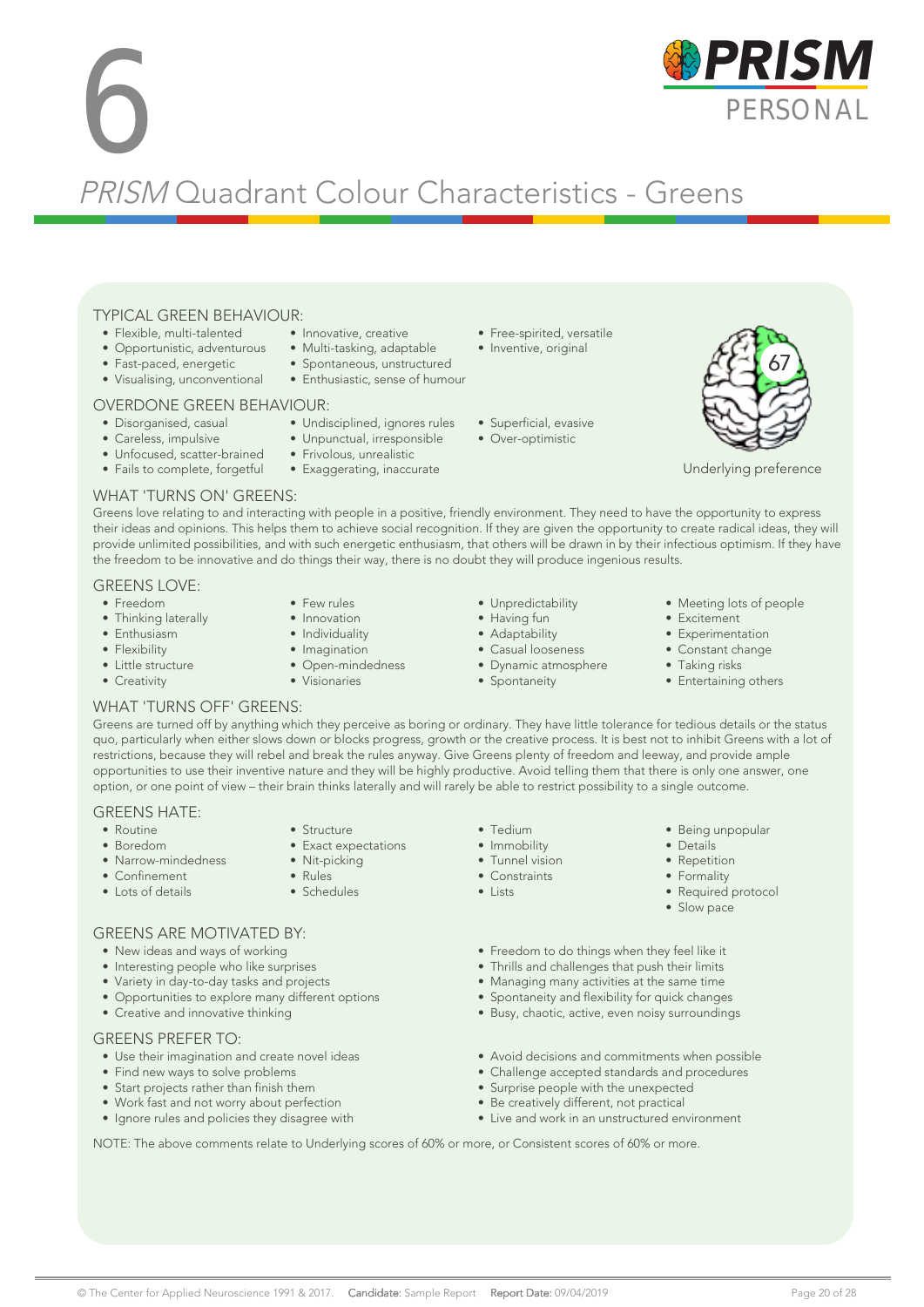# 6

# *PRISM* Quadrant Colour Characteristics - Greens

## TYPICAL GREEN BEHAVIOUR:

- Flexible, multi-talented
- Opportunistic, adventurous
- Fast-paced, energetic
- Visualising, unconventional
- Innovative, creative
- Multi-tasking, adaptable
- Spontaneous, unstructured
- Enthusiastic, sense of humour
- Free-spirited, versatile
- Inventive, original

67

Underlying preference

## OVERDONE GREEN BEHAVIOUR:

- Disorganised, casual
- Careless, impulsive
- Unfocused, scatter-brained
- Fails to complete, forgetful
- Undisciplined, ignores rules
- Unpunctual, irresponsible
- Frivolous, unrealistic
- Exaggerating, inaccurate
- Superficial, evasive
- Over-optimistic

## WHAT 'TURNS ON' GREENS:

Greens love relating to and interacting with people in a positive, friendly environment. They need to have the opportunity to express their ideas and opinions. This helps them to achieve social recognition. If they are given the opportunity to create radical ideas, they will provide unlimited possibilities, and with such energetic enthusiasm, that others will be drawn in by their infectious optimism. If they have the freedom to be innovative and do things their way, there is no doubt they will produce ingenious results.

## GREENS LOVE:

- Freedom
- Thinking laterally
- Enthusiasm
- Flexibility
- Little structure
- Creativity
- Few rules
- Innovation
- Individuality
- Imagination
- Open-mindedness
- Visionaries
- Unpredictability
- Having fun
- Adaptability
- Casual looseness
- Dynamic atmosphere
- Spontaneity
- Meeting lots of people
- Excitement
- Experimentation
- Constant change
- Taking risks
- Entertaining others

## WHAT 'TURNS OFF' GREENS:

Greens are turned off by anything which they perceive as boring or ordinary. They have little tolerance for tedious details or the status quo, particularly when either slows down or blocks progress, growth or the creative process. It is best not to inhibit Greens with a lot of restrictions, because they will rebel and break the rules anyway. Give Greens plenty of freedom and leeway, and provide ample opportunities to use their inventive nature and they will be highly productive. Avoid telling them that there is only one answer, one option, or one point of view – their brain thinks laterally and will rarely be able to restrict possibility to a single outcome.

## GREENS HATE:

- Routine
- Boredom
- Narrow-mindedness
- Confinement
- Lots of details
- Structure
- Exact expectations
- Nit-picking
- Rules
- Schedules
- Tedium
- Immobility
- Tunnel vision
- Constraints
- Lists
- Being unpopular
- Details
- Repetition
- Formality
- Required protocol
- Slow pace

## GREENS ARE MOTIVATED BY:

- New ideas and ways of working
- Interesting people who like surprises
- Variety in day-to-day tasks and projects
- Opportunities to explore many different options
- Creative and innovative thinking
- Freedom to do things when they feel like it
- Thrills and challenges that push their limits
- Managing many activities at the same time
- Spontaneity and flexibility for quick changes
- Busy, chaotic, active, even noisy surroundings

## GREENS PREFER TO:

- Use their imagination and create novel ideas
- Find new ways to solve problems
- Start projects rather than finish them
- Work fast and not worry about perfection
- Ignore rules and policies they disagree with
- Avoid decisions and commitments when possible
- Challenge accepted standards and procedures
- Surprise people with the unexpected
- Be creatively different, not practical
- Live and work in an unstructured environment

NOTE: The above comments relate to Underlying scores of 60% or more, or Consistent scores of 60% or more.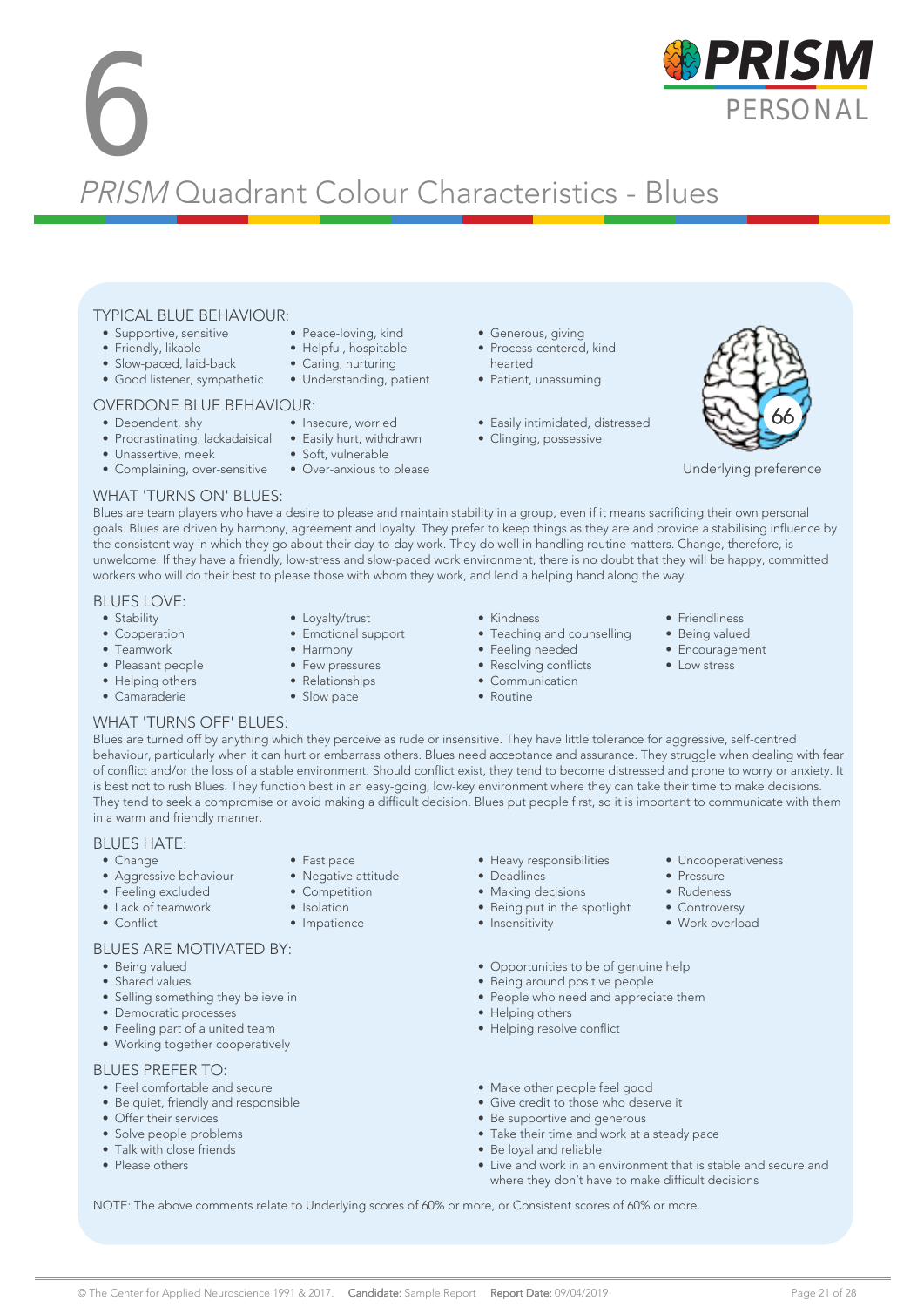# 6

## *PRISM* Quadrant Colour Characteristics - Blues

### TYPICAL BLUE BEHAVIOUR:

- Supportive, sensitive
- Friendly, likable
- Slow-paced, laid-back
- Good listener, sympathetic
- Peace-loving, kind
- Helpful, hospitable
- Caring, nurturing
- Understanding, patient
- Generous, giving
- Process-centered, kind-hearted
- Patient, unassuming

### OVERDONE BLUE BEHAVIOUR:

- Dependent, shy
- Procrastinating, lackadaisical
- Unassertive, meek
- Complaining, over-sensitive
- Insecure, worried
- Easily hurt, withdrawn
- Soft, vulnerable
- Over-anxious to please
- Easily intimidated, distressed
- Clinging, possessive

66

Underlying preference

### WHAT 'TURNS ON' BLUES:

Blues are team players who have a desire to please and maintain stability in a group, even if it means sacrificing their own personal goals. Blues are driven by harmony, agreement and loyalty. They prefer to keep things as they are and provide a stabilising influence by the consistent way in which they go about their day-to-day work. They do well in handling routine matters. Change, therefore, is unwelcome. If they have a friendly, low-stress and slow-paced work environment, there is no doubt that they will be happy, committed workers who will do their best to please those with whom they work, and lend a helping hand along the way.

### BLUES LOVE:

- Stability
- Cooperation
- Teamwork
- Pleasant people
- Helping others
- Camaraderie
- Loyalty/trust
- Emotional support
- Harmony
- Few pressures
- Relationships
- Slow pace
- Kindness
- Teaching and counselling
- Feeling needed
- Resolving conflicts
- Communication
- Routine
- Friendliness
- Being valued
- Encouragement
- Low stress

### WHAT 'TURNS OFF' BLUES:

Blues are turned off by anything which they perceive as rude or insensitive. They have little tolerance for aggressive, self-centred behaviour, particularly when it can hurt or embarrass others. Blues need acceptance and assurance. They struggle when dealing with fear of conflict and/or the loss of a stable environment. Should conflict exist, they tend to become distressed and prone to worry or anxiety. It is best not to rush Blues. They function best in an easy-going, low-key environment where they can take their time to make decisions. They tend to seek a compromise or avoid making a difficult decision. Blues put people first, so it is important to communicate with them in a warm and friendly manner.

### BLUES HATE:

- Change
- Aggressive behaviour
- Feeling excluded
- Lack of teamwork
- Conflict
- Fast pace
- Negative attitude
- Competition
- Isolation
- Impatience
- Heavy responsibilities
- Deadlines
- Making decisions
- Being put in the spotlight
- Insensitivity
- Uncooperativeness
- Pressure
- Rudeness
- Controversy
- Work overload

### BLUES ARE MOTIVATED BY:

- Being valued
- Shared values
- Selling something they believe in
- Democratic processes
- Feeling part of a united team
- Working together cooperatively
- Opportunities to be of genuine help
- Being around positive people
- People who need and appreciate them
- Helping others
- Helping resolve conflict

### BLUES PREFER TO:

- Feel comfortable and secure
- Be quiet, friendly and responsible
- Offer their services
- Solve people problems
- Talk with close friends
- Please others
- Make other people feel good
- Give credit to those who deserve it
- Be supportive and generous
- Take their time and work at a steady pace
- Be loyal and reliable
- Live and work in an environment that is stable and secure and where they don't have to make difficult decisions

NOTE: The above comments relate to Underlying scores of 60% or more, or Consistent scores of 60% or more.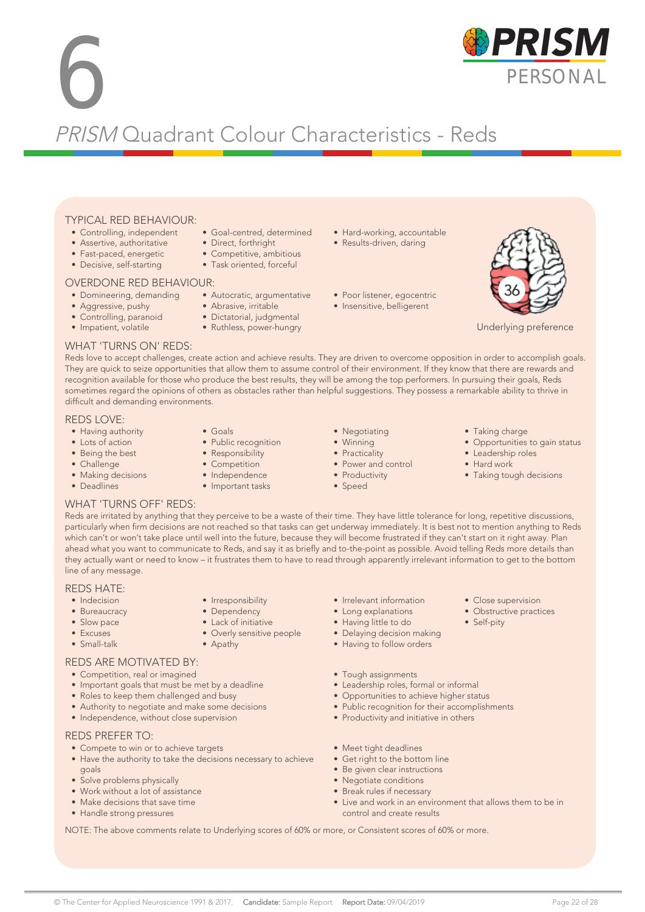# 6

# *PRISM* Quadrant Colour Characteristics - Reds

## TYPICAL RED BEHAVIOUR:

- Controlling, independent
- Assertive, authoritative
- Fast-paced, energetic
- Decisive, self-starting
- Goal-centred, determined
- Direct, forthright
- Competitive, ambitious
- Task oriented, forceful
- Hard-working, accountable
- Results-driven, daring

## OVERDONE RED BEHAVIOUR:

- Domineering, demanding
- Aggressive, pushy
- Controlling, paranoid
- Impatient, volatile
- Autocratic, argumentative
- Abrasive, irritable
- Dictatorial, judgmental
- Ruthless, power-hungry
- Poor listener, egocentric
- Insensitive, belligerent

36

Underlying preference

## WHAT 'TURNS ON' REDS:

Reds love to accept challenges, create action and achieve results. They are driven to overcome opposition in order to accomplish goals. They are quick to seize opportunities that allow them to assume control of their environment. If they know that there are rewards and recognition available for those who produce the best results, they will be among the top performers. In pursuing their goals, Reds sometimes regard the opinions of others as obstacles rather than helpful suggestions. They possess a remarkable ability to thrive in difficult and demanding environments.

## REDS LOVE:

- Having authority
- Lots of action
- Being the best
- Challenge
- Making decisions
- Deadlines
- Goals
- Public recognition
- Responsibility
- Competition
- Independence
- Important tasks
- Negotiating
- Winning
- Practicality
- Power and control
- Productivity
- Speed
- Taking charge
- Opportunities to gain status
- Leadership roles
- Hard work
- Taking tough decisions

## WHAT 'TURNS OFF' REDS:

Reds are irritated by anything that they perceive to be a waste of their time. They have little tolerance for long, repetitive discussions, particularly when firm decisions are not reached so that tasks can get underway immediately. It is best not to mention anything to Reds which can't or won't take place until well into the future, because they will become frustrated if they can't start on it right away. Plan ahead what you want to communicate to Reds, and say it as briefly and to-the-point as possible. Avoid telling Reds more details than they actually want or need to know – it frustrates them to have to read through apparently irrelevant information to get to the bottom line of any message.

## REDS HATE:

- Indecision
- Bureaucracy
- Slow pace
- Excuses
- Small-talk
- Irresponsibility
- Dependency
- Lack of initiative
- Overly sensitive people
- Apathy
- Irrelevant information
- Long explanations
- Having little to do
- Delaying decision making
- Having to follow orders
- Close supervision
- Obstructive practices
- Self-pity

## REDS ARE MOTIVATED BY:

- Competition, real or imagined
- Important goals that must be met by a deadline
- Roles to keep them challenged and busy
- Authority to negotiate and make some decisions
- Independence, without close supervision
- Tough assignments
- Leadership roles, formal or informal
- Opportunities to achieve higher status
- Public recognition for their accomplishments
- Productivity and initiative in others

## REDS PREFER TO:

- Compete to win or to achieve targets
- Have the authority to take the decisions necessary to achieve goals
- Solve problems physically
- Work without a lot of assistance
- Make decisions that save time
- Handle strong pressures
- Meet tight deadlines
- Get right to the bottom line
- Be given clear instructions
- Negotiate conditions
- Break rules if necessary
- Live and work in an environment that allows them to be in control and create results

NOTE: The above comments relate to Underlying scores of 60% or more, or Consistent scores of 60% or more.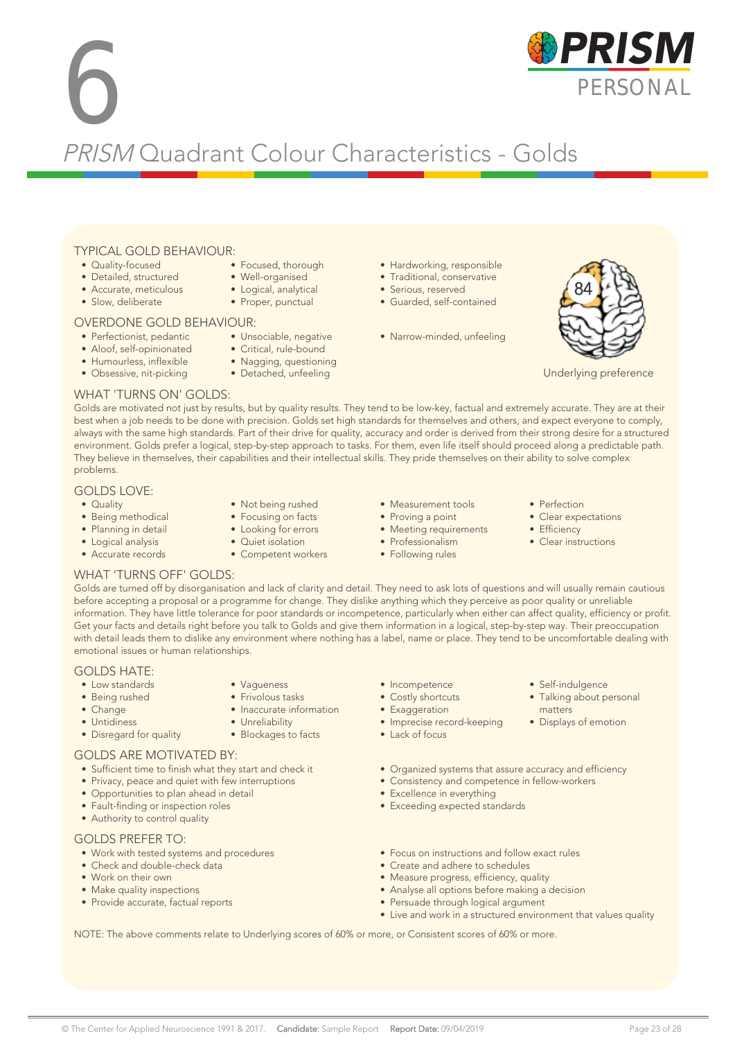# 6

## *PRISM* Quadrant Colour Characteristics - Golds

### TYPICAL GOLD BEHAVIOUR:

- Quality-focused
- Detailed, structured
- Accurate, meticulous
- Slow, deliberate
- Focused, thorough
- Well-organised
- Logical, analytical
- Proper, punctual
- Hardworking, responsible
- Traditional, conservative
- Serious, reserved
- Guarded, self-contained

### OVERDONE GOLD BEHAVIOUR:

- Perfectionist, pedantic
- Aloof, self-opinionated
- Humourless, inflexible
- Obsessive, nit-picking
- Unsociable, negative
- Critical, rule-bound
- Nagging, questioning
- Detached, unfeeling
- Narrow-minded, unfeeling

84

Underlying preference

### WHAT 'TURNS ON' GOLDS:

Golds are motivated not just by results, but by quality results. They tend to be low-key, factual and extremely accurate. They are at their best when a job needs to be done with precision. Golds set high standards for themselves and others, and expect everyone to comply, always with the same high standards. Part of their drive for quality, accuracy and order is derived from their strong desire for a structured environment. Golds prefer a logical, step-by-step approach to tasks. For them, even life itself should proceed along a predictable path. They believe in themselves, their capabilities and their intellectual skills. They pride themselves on their ability to solve complex problems.

### GOLDS LOVE:

- Quality
- Being methodical
- Planning in detail
- Logical analysis
- Accurate records
- Not being rushed
- Focusing on facts
- Looking for errors
- Quiet isolation
- Competent workers
- Measurement tools
- Proving a point
- Meeting requirements
- Professionalism
- Following rules
- Perfection
- Clear expectations
- Efficiency
- Clear instructions

### WHAT 'TURNS OFF' GOLDS:

Golds are turned off by disorganisation and lack of clarity and detail. They need to ask lots of questions and will usually remain cautious before accepting a proposal or a programme for change. They dislike anything which they perceive as poor quality or unreliable information. They have little tolerance for poor standards or incompetence, particularly when either can affect quality, efficiency or profit. Get your facts and details right before you talk to Golds and give them information in a logical, step-by-step way. Their preoccupation with detail leads them to dislike any environment where nothing has a label, name or place. They tend to be uncomfortable dealing with emotional issues or human relationships.

### GOLDS HATE:

- Low standards
- Being rushed
- Change
- Untidiness
- Disregard for quality
- Vagueness
- Frivolous tasks
- Inaccurate information
- Unreliability
- Blockages to facts
- Incompetence
- Costly shortcuts
- Exaggeration
- Imprecise record-keeping
- Lack of focus
- Self-indulgence
- Talking about personal matters
- Displays of emotion

### GOLDS ARE MOTIVATED BY:

- Sufficient time to finish what they start and check it
- Privacy, peace and quiet with few interruptions
- Opportunities to plan ahead in detail
- Fault-finding or inspection roles
- Authority to control quality
- Organized systems that assure accuracy and efficiency
- Consistency and competence in fellow-workers
- Excellence in everything
- Exceeding expected standards

### GOLDS PREFER TO:

- Work with tested systems and procedures
- Check and double-check data
- Work on their own
- Make quality inspections
- Provide accurate, factual reports
- Focus on instructions and follow exact rules
- Create and adhere to schedules
- Measure progress, efficiency, quality
- Analyse all options before making a decision
- Persuade through logical argument
- Live and work in a structured environment that values quality

NOTE: The above comments relate to Underlying scores of 60% or more, or Consistent scores of 60% or more.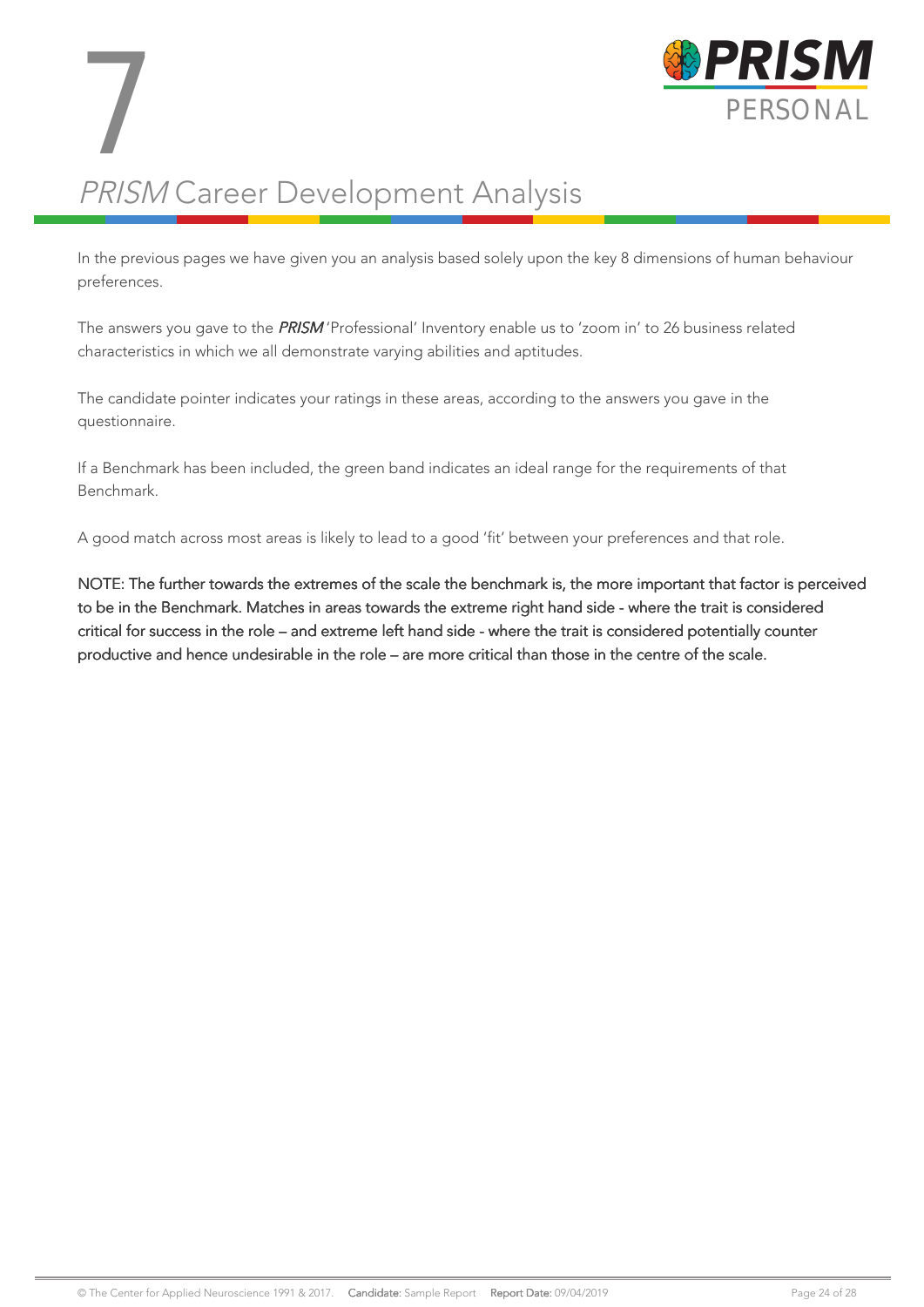# 7 *PRISM* Career Development Analysis

In the previous pages we have given you an analysis based solely upon the key 8 dimensions of human behaviour preferences.

The answers you gave to the ***PRISM*** 'Professional' Inventory enable us to 'zoom in' to 26 business related characteristics in which we all demonstrate varying abilities and aptitudes.

The candidate pointer indicates your ratings in these areas, according to the answers you gave in the questionnaire.

If a Benchmark has been included, the green band indicates an ideal range for the requirements of that Benchmark.

A good match across most areas is likely to lead to a good 'fit' between your preferences and that role.

NOTE: The further towards the extremes of the scale the benchmark is, the more important that factor is perceived to be in the Benchmark. Matches in areas towards the extreme right hand side - where the trait is considered critical for success in the role – and extreme left hand side - where the trait is considered potentially counter productive and hence undesirable in the role – are more critical than those in the centre of the scale.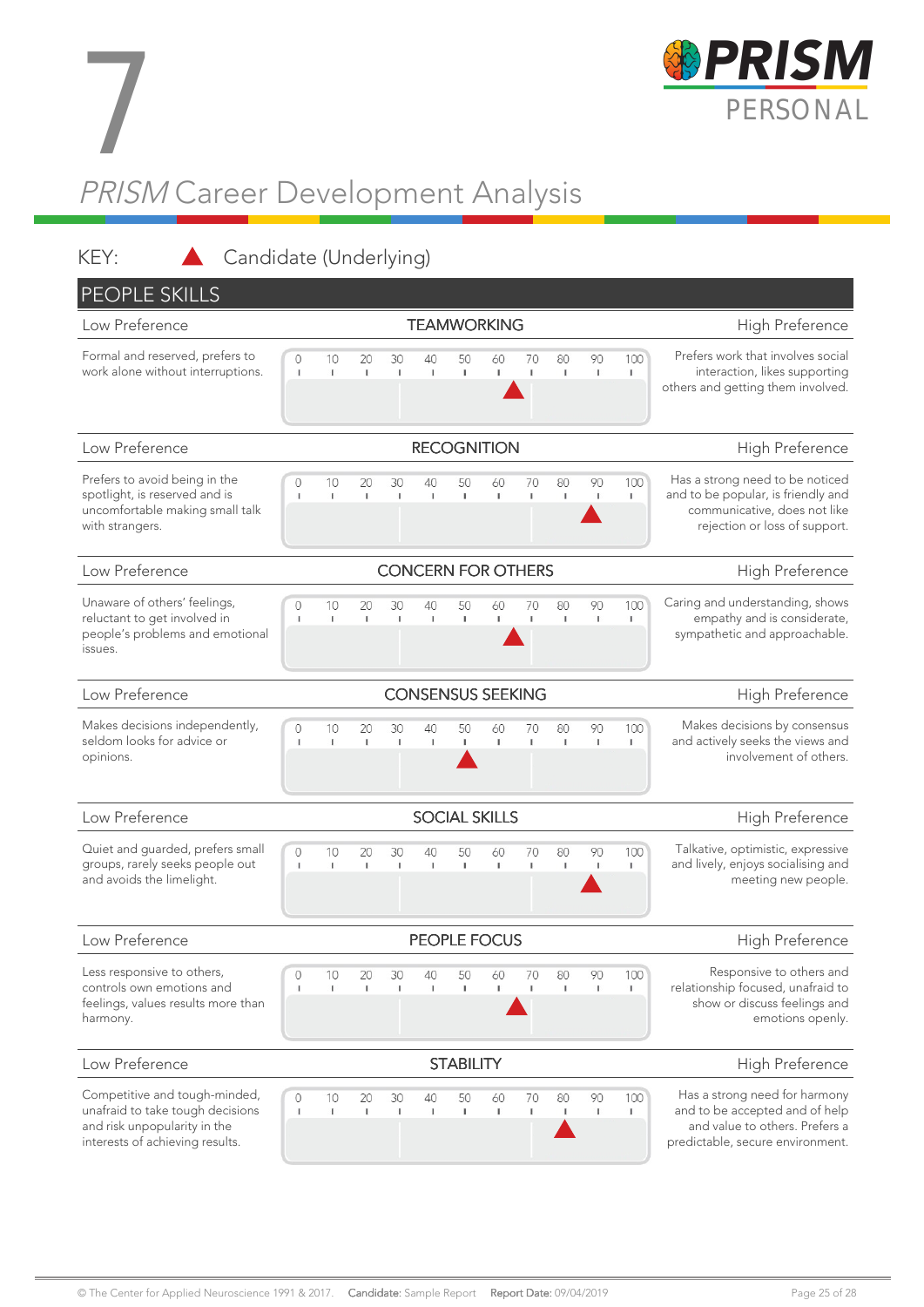# 7

## *PRISM* Career Development Analysis

KEY: ▲ Candidate (Underlying)

### PEOPLE SKILLS

| Low Preference | Scale | High Preference |
|---|---|---|
| **TEAMWORKING** | | |
| Formal and reserved, prefers to work alone without interruptions. | 0 10 20 30 40 50 60 70 80 90 100 (▲ ≈ 65) | Prefers work that involves social interaction, likes supporting others and getting them involved. |
| **RECOGNITION** | | |
| Prefers to avoid being in the spotlight, is reserved and is uncomfortable making small talk with strangers. | 0 10 20 30 40 50 60 70 80 90 100 (▲ ≈ 88) | Has a strong need to be noticed and to be popular, is friendly and communicative, does not like rejection or loss of support. |
| **CONCERN FOR OTHERS** | | |
| Unaware of others' feelings, reluctant to get involved in people's problems and emotional issues. | 0 10 20 30 40 50 60 70 80 90 100 (▲ ≈ 65) | Caring and understanding, shows empathy and is considerate, sympathetic and approachable. |
| **CONSENSUS SEEKING** | | |
| Makes decisions independently, seldom looks for advice or opinions. | 0 10 20 30 40 50 60 70 80 90 100 (▲ ≈ 51) | Makes decisions by consensus and actively seeks the views and involvement of others. |
| **SOCIAL SKILLS** | | |
| Quiet and guarded, prefers small groups, rarely seeks people out and avoids the limelight. | 0 10 20 30 40 50 60 70 80 90 100 (▲ ≈ 88) | Talkative, optimistic, expressive and lively, enjoys socialising and meeting new people. |
| **PEOPLE FOCUS** | | |
| Less responsive to others, controls own emotions and feelings, values results more than harmony. | 0 10 20 30 40 50 60 70 80 90 100 (▲ ≈ 66) | Responsive to others and relationship focused, unafraid to show or discuss feelings and emotions openly. |
| **STABILITY** | | |
| Competitive and tough-minded, unafraid to take tough decisions and risk unpopularity in the interests of achieving results. | 0 10 20 30 40 50 60 70 80 90 100 (▲ ≈ 80) | Has a strong need for harmony and to be accepted and of help and value to others. Prefers a predictable, secure environment. |

© The Center for Applied Neuroscience 1991 & 2017. **Candidate:** Sample Report **Report Date:** 09/04/2019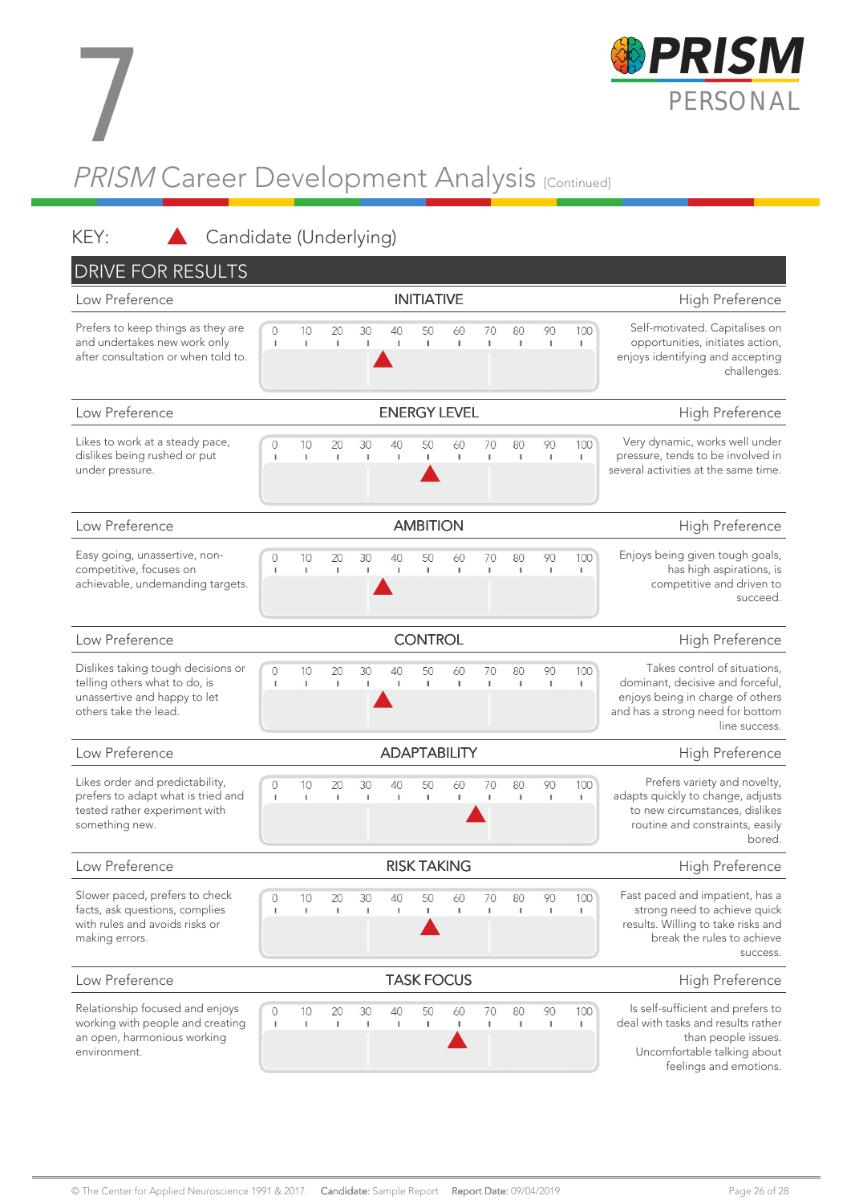# 7

# *PRISM* Career Development Analysis [Continued]

KEY: ▲ Candidate (Underlying)

## DRIVE FOR RESULTS

| Low Preference | Scale | High Preference |
|---|---|---|
| **INITIATIVE** | | |
| Prefers to keep things as they are and undertakes new work only after consultation or when told to. | ▲ approx. 35 | Self-motivated. Capitalises on opportunities, initiates action, enjoys identifying and accepting challenges. |
| **ENERGY LEVEL** | | |
| Likes to work at a steady pace, dislikes being rushed or put under pressure. | ▲ approx. 50 | Very dynamic, works well under pressure, tends to be involved in several activities at the same time. |
| **AMBITION** | | |
| Easy going, unassertive, non-competitive, focuses on achievable, undemanding targets. | ▲ approx. 35 | Enjoys being given tough goals, has high aspirations, is competitive and driven to succeed. |
| **CONTROL** | | |
| Dislikes taking tough decisions or telling others what to do, is unassertive and happy to let others take the lead. | ▲ approx. 35 | Takes control of situations, dominant, decisive and forceful, enjoys being in charge of others and has a strong need for bottom line success. |
| **ADAPTABILITY** | | |
| Likes order and predictability, prefers to adapt what is tried and tested rather experiment with something new. | ▲ approx. 65 | Prefers variety and novelty, adapts quickly to change, adjusts to new circumstances, dislikes routine and constraints, easily bored. |
| **RISK TAKING** | | |
| Slower paced, prefers to check facts, ask questions, complies with rules and avoids risks or making errors. | ▲ approx. 50 | Fast paced and impatient, has a strong need to achieve quick results. Willing to take risks and break the rules to achieve success. |
| **TASK FOCUS** | | |
| Relationship focused and enjoys working with people and creating an open, harmonious working environment. | ▲ approx. 60 | Is self-sufficient and prefers to deal with tasks and results rather than people issues. Uncomfortable talking about feelings and emotions. |

Scale: 0 – 10 – 20 – 30 – 40 – 50 – 60 – 70 – 80 – 90 – 100

© The Center for Applied Neuroscience 1991 & 2017. Candidate: Sample Report Report Date: 09/04/2019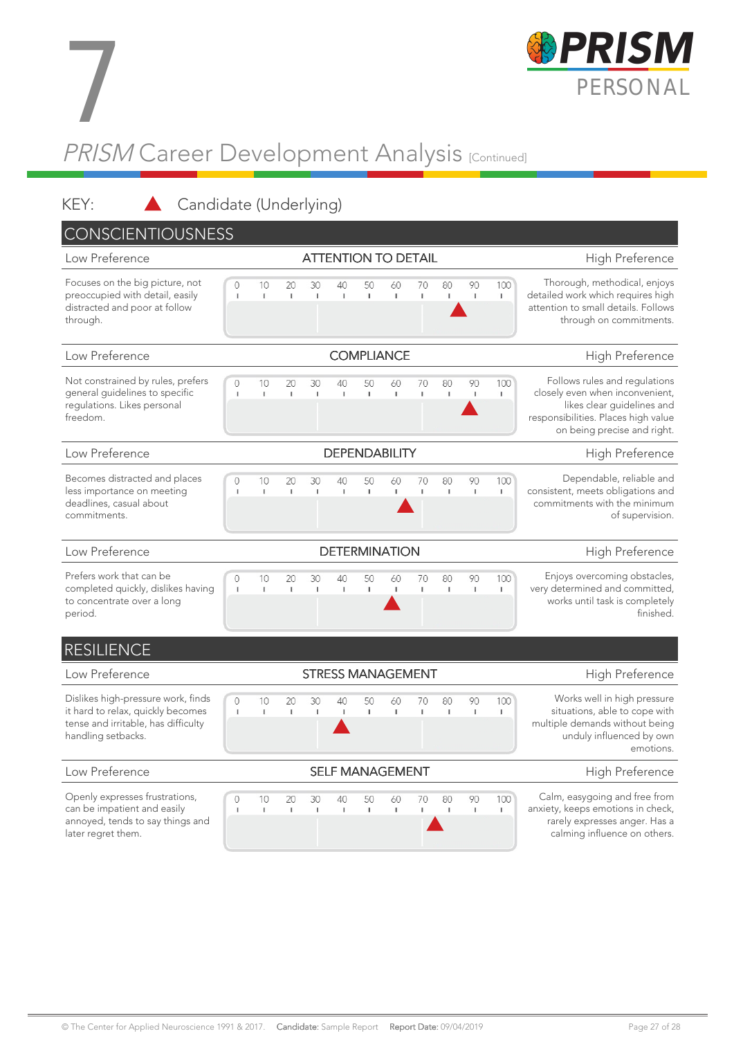# 7

# *PRISM* Career Development Analysis [Continued]

KEY: ▲ Candidate (Underlying)

## CONSCIENTIOUSNESS

| Low Preference | ATTENTION TO DETAIL | High Preference |
|---|---|---|
| Focuses on the big picture, not preoccupied with detail, easily distracted and poor at follow through. | 0 10 20 30 40 50 60 70 80 90 100 (▲ at ~83) | Thorough, methodical, enjoys detailed work which requires high attention to small details. Follows through on commitments. |

| Low Preference | COMPLIANCE | High Preference |
|---|---|---|
| Not constrained by rules, prefers general guidelines to specific regulations. Likes personal freedom. | 0 10 20 30 40 50 60 70 80 90 100 (▲ at ~88) | Follows rules and regulations closely even when inconvenient, likes clear guidelines and responsibilities. Places high value on being precise and right. |

| Low Preference | DEPENDABILITY | High Preference |
|---|---|---|
| Becomes distracted and places less importance on meeting deadlines, casual about commitments. | 0 10 20 30 40 50 60 70 80 90 100 (▲ at ~65) | Dependable, reliable and consistent, meets obligations and commitments with the minimum of supervision. |

| Low Preference | DETERMINATION | High Preference |
|---|---|---|
| Prefers work that can be completed quickly, dislikes having to concentrate over a long period. | 0 10 20 30 40 50 60 70 80 90 100 (▲ at ~60) | Enjoys overcoming obstacles, very determined and committed, works until task is completely finished. |

## RESILIENCE

| Low Preference | STRESS MANAGEMENT | High Preference |
|---|---|---|
| Dislikes high-pressure work, finds it hard to relax, quickly becomes tense and irritable, has difficulty handling setbacks. | 0 10 20 30 40 50 60 70 80 90 100 (▲ at ~40) | Works well in high pressure situations, able to cope with multiple demands without being unduly influenced by own emotions. |

| Low Preference | SELF MANAGEMENT | High Preference |
|---|---|---|
| Openly expresses frustrations, can be impatient and easily annoyed, tends to say things and later regret them. | 0 10 20 30 40 50 60 70 80 90 100 (▲ at ~75) | Calm, easygoing and free from anxiety, keeps emotions in check, rarely expresses anger. Has a calming influence on others. |

© The Center for Applied Neuroscience 1991 & 2017. Candidate: Sample Report Report Date: 09/04/2019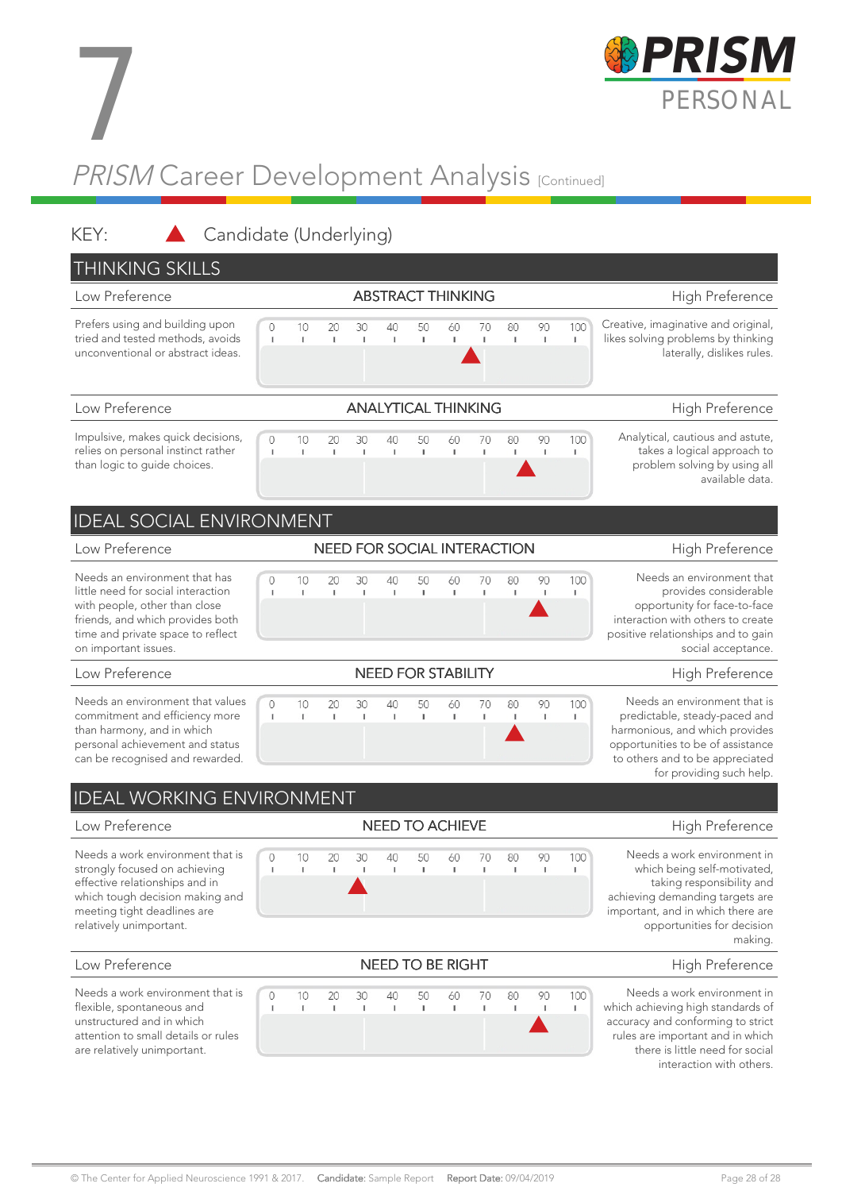# 7

## *PRISM* Career Development Analysis [Continued]

KEY: ▲ Candidate (Underlying)

## THINKING SKILLS

### ABSTRACT THINKING

Low Preference | High Preference

Prefers using and building upon tried and tested methods, avoids unconventional or abstract ideas.

0 10 20 30 40 50 60 70 80 90 100

Creative, imaginative and original, likes solving problems by thinking laterally, dislikes rules.

### ANALYTICAL THINKING

Low Preference | High Preference

Impulsive, makes quick decisions, relies on personal instinct rather than logic to guide choices.

0 10 20 30 40 50 60 70 80 90 100

Analytical, cautious and astute, takes a logical approach to problem solving by using all available data.

## IDEAL SOCIAL ENVIRONMENT

### NEED FOR SOCIAL INTERACTION

Low Preference | High Preference

Needs an environment that has little need for social interaction with people, other than close friends, and which provides both time and private space to reflect on important issues.

0 10 20 30 40 50 60 70 80 90 100

Needs an environment that provides considerable opportunity for face-to-face interaction with others to create positive relationships and to gain social acceptance.

### NEED FOR STABILITY

Low Preference | High Preference

Needs an environment that values commitment and efficiency more than harmony, and in which personal achievement and status can be recognised and rewarded.

0 10 20 30 40 50 60 70 80 90 100

Needs an environment that is predictable, steady-paced and harmonious, and which provides opportunities to be of assistance to others and to be appreciated for providing such help.

## IDEAL WORKING ENVIRONMENT

### NEED TO ACHIEVE

Low Preference | High Preference

Needs a work environment that is strongly focused on achieving effective relationships and in which tough decision making and meeting tight deadlines are relatively unimportant.

0 10 20 30 40 50 60 70 80 90 100

Needs a work environment in which being self-motivated, taking responsibility and achieving demanding targets are important, and in which there are opportunities for decision making.

### NEED TO BE RIGHT

Low Preference | High Preference

Needs a work environment that is flexible, spontaneous and unstructured and in which attention to small details or rules are relatively unimportant.

0 10 20 30 40 50 60 70 80 90 100

Needs a work environment in which achieving high standards of accuracy and conforming to strict rules are important and in which there is little need for social interaction with others.

© The Center for Applied Neuroscience 1991 & 2017. **Candidate:** Sample Report **Report Date:** 09/04/2019